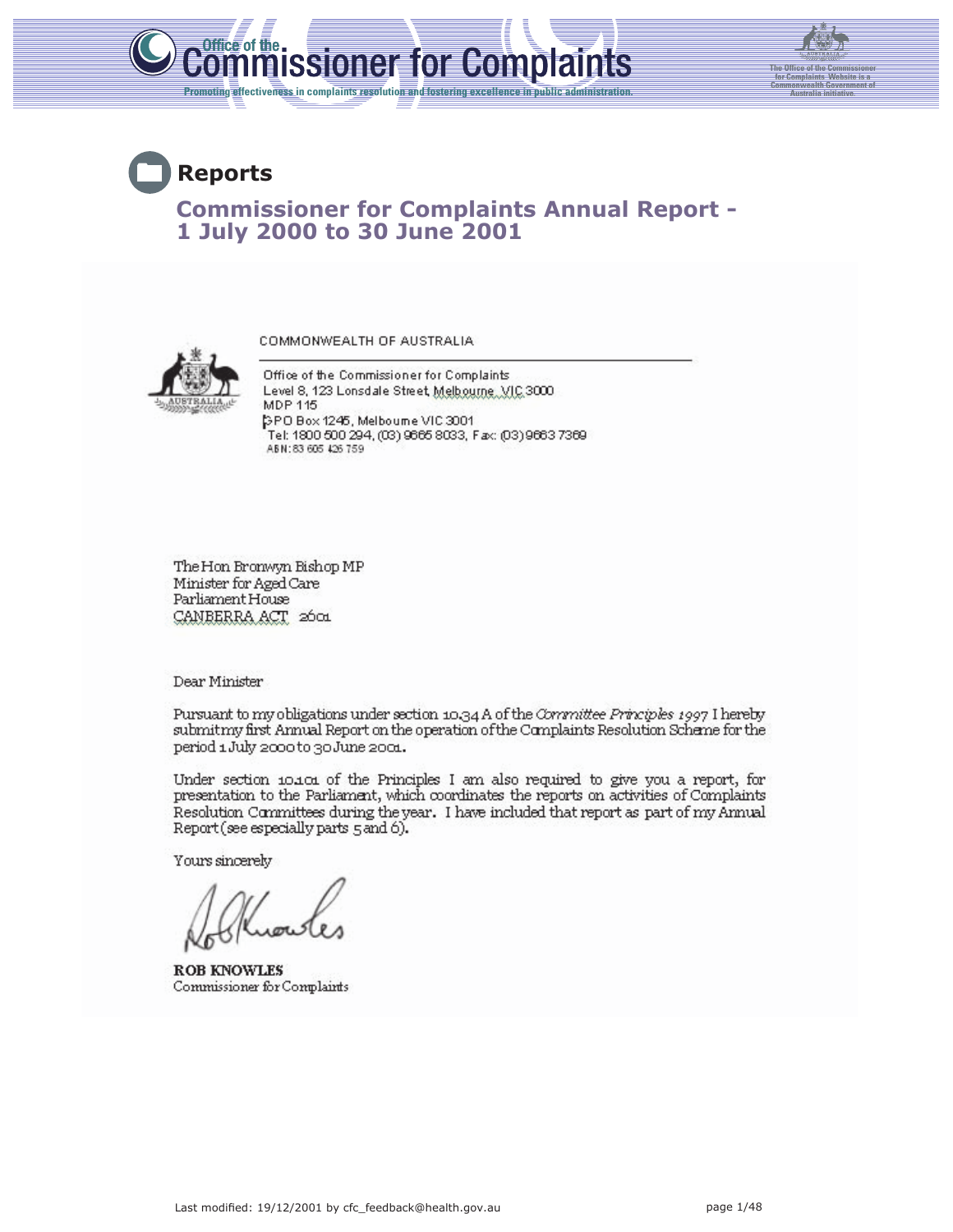# Office of the Commissioner for Complaints

Promoting effectiveness in complaints resolution and fostering excellence in public administration.

The Office of the Commissioner for Complaints Website is a Commonwealth Government of Australia initiative.

## Reports

### Commissioner for Complaints Annual Report - 1 July 2000 to 30 June 2001

COMMONWEALTH OF AUSTRALIA

Office of the Commissioner for Complaints
Level 8, 123 Lonsdale Street, Melbourne VIC 3000
MDP 115
GPO Box 1245, Melbourne VIC 3001
Tel: 1800 500 294, (03) 9665 8033, Fax: (03) 9663 7369
ABN: 83 605 426 759

The Hon Bronwyn Bishop MP
Minister for Aged Care
Parliament House
CANBERRA ACT 2601

Dear Minister

Pursuant to my obligations under section 10.34 A of the *Committee Principles 1997* I hereby submit my first Annual Report on the operation of the Complaints Resolution Scheme for the period 1 July 2000 to 30 June 2001.

Under section 10.101 of the Principles I am also required to give you a report, for presentation to the Parliament, which coordinates the reports on activities of Complaints Resolution Committees during the year. I have included that report as part of my Annual Report (see especially parts 5 and 6).

Yours sincerely

**ROB KNOWLES**
Commissioner for Complaints

Last modified: 19/12/2001 by cfc_feedback@health.gov.au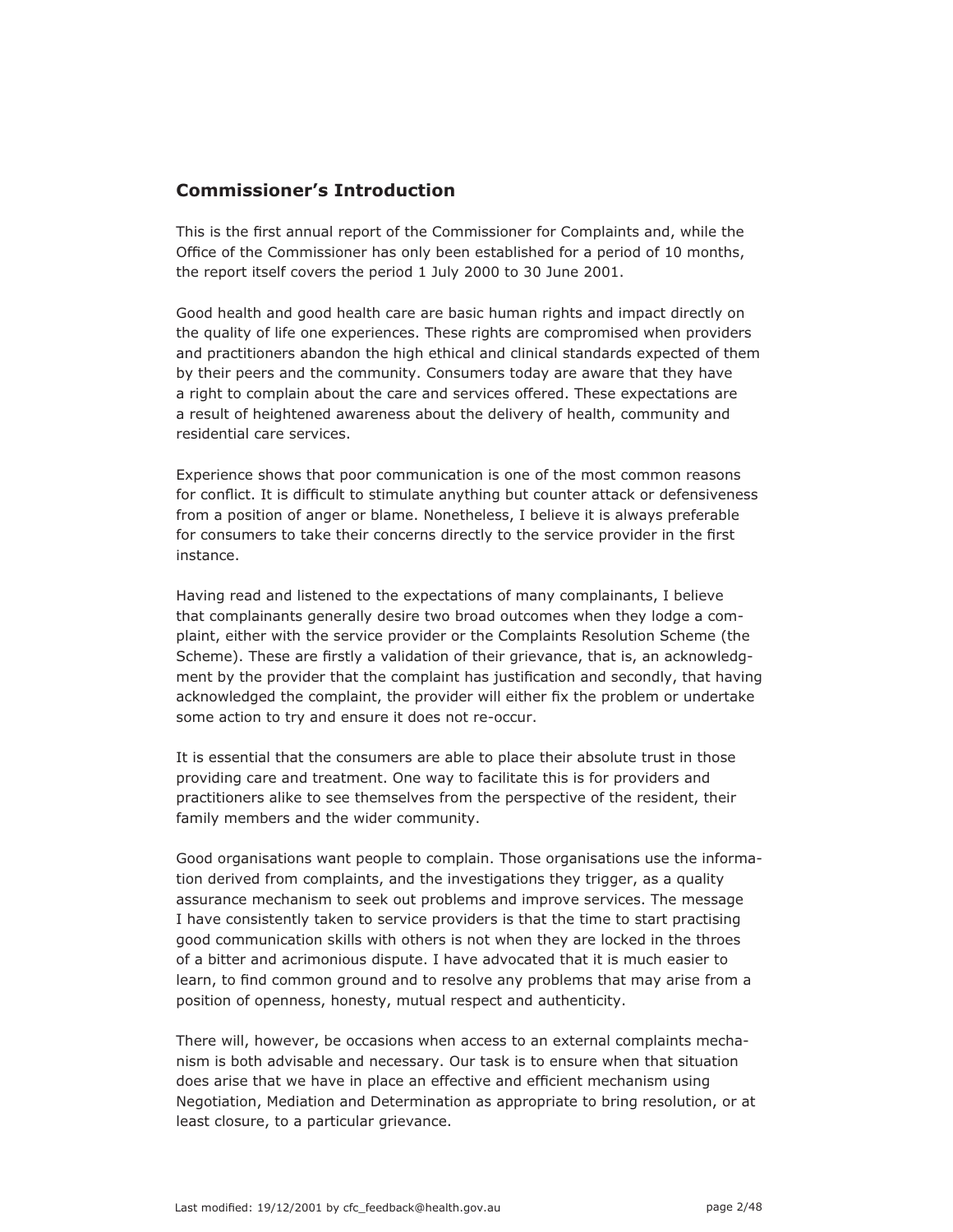## Commissioner's Introduction

This is the first annual report of the Commissioner for Complaints and, while the Office of the Commissioner has only been established for a period of 10 months, the report itself covers the period 1 July 2000 to 30 June 2001.

Good health and good health care are basic human rights and impact directly on the quality of life one experiences. These rights are compromised when providers and practitioners abandon the high ethical and clinical standards expected of them by their peers and the community. Consumers today are aware that they have a right to complain about the care and services offered. These expectations are a result of heightened awareness about the delivery of health, community and residential care services.

Experience shows that poor communication is one of the most common reasons for conflict. It is difficult to stimulate anything but counter attack or defensiveness from a position of anger or blame. Nonetheless, I believe it is always preferable for consumers to take their concerns directly to the service provider in the first instance.

Having read and listened to the expectations of many complainants, I believe that complainants generally desire two broad outcomes when they lodge a complaint, either with the service provider or the Complaints Resolution Scheme (the Scheme). These are firstly a validation of their grievance, that is, an acknowledgment by the provider that the complaint has justification and secondly, that having acknowledged the complaint, the provider will either fix the problem or undertake some action to try and ensure it does not re-occur.

It is essential that the consumers are able to place their absolute trust in those providing care and treatment. One way to facilitate this is for providers and practitioners alike to see themselves from the perspective of the resident, their family members and the wider community.

Good organisations want people to complain. Those organisations use the information derived from complaints, and the investigations they trigger, as a quality assurance mechanism to seek out problems and improve services. The message I have consistently taken to service providers is that the time to start practising good communication skills with others is not when they are locked in the throes of a bitter and acrimonious dispute. I have advocated that it is much easier to learn, to find common ground and to resolve any problems that may arise from a position of openness, honesty, mutual respect and authenticity.

There will, however, be occasions when access to an external complaints mechanism is both advisable and necessary. Our task is to ensure when that situation does arise that we have in place an effective and efficient mechanism using Negotiation, Mediation and Determination as appropriate to bring resolution, or at least closure, to a particular grievance.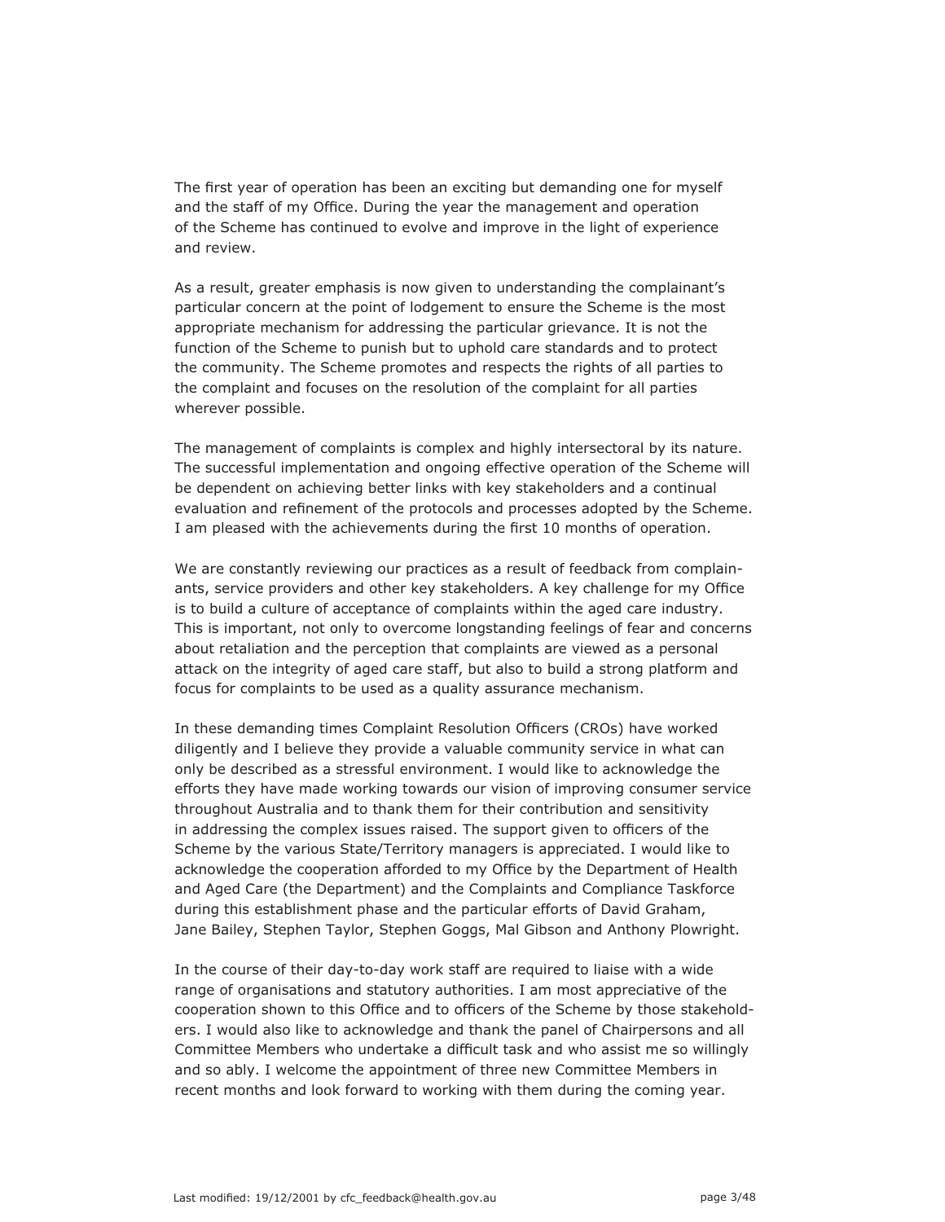The first year of operation has been an exciting but demanding one for myself and the staff of my Office. During the year the management and operation of the Scheme has continued to evolve and improve in the light of experience and review.

As a result, greater emphasis is now given to understanding the complainant's particular concern at the point of lodgement to ensure the Scheme is the most appropriate mechanism for addressing the particular grievance. It is not the function of the Scheme to punish but to uphold care standards and to protect the community. The Scheme promotes and respects the rights of all parties to the complaint and focuses on the resolution of the complaint for all parties wherever possible.

The management of complaints is complex and highly intersectoral by its nature. The successful implementation and ongoing effective operation of the Scheme will be dependent on achieving better links with key stakeholders and a continual evaluation and refinement of the protocols and processes adopted by the Scheme. I am pleased with the achievements during the first 10 months of operation.

We are constantly reviewing our practices as a result of feedback from complainants, service providers and other key stakeholders. A key challenge for my Office is to build a culture of acceptance of complaints within the aged care industry. This is important, not only to overcome longstanding feelings of fear and concerns about retaliation and the perception that complaints are viewed as a personal attack on the integrity of aged care staff, but also to build a strong platform and focus for complaints to be used as a quality assurance mechanism.

In these demanding times Complaint Resolution Officers (CROs) have worked diligently and I believe they provide a valuable community service in what can only be described as a stressful environment. I would like to acknowledge the efforts they have made working towards our vision of improving consumer service throughout Australia and to thank them for their contribution and sensitivity in addressing the complex issues raised. The support given to officers of the Scheme by the various State/Territory managers is appreciated. I would like to acknowledge the cooperation afforded to my Office by the Department of Health and Aged Care (the Department) and the Complaints and Compliance Taskforce during this establishment phase and the particular efforts of David Graham, Jane Bailey, Stephen Taylor, Stephen Goggs, Mal Gibson and Anthony Plowright.

In the course of their day-to-day work staff are required to liaise with a wide range of organisations and statutory authorities. I am most appreciative of the cooperation shown to this Office and to officers of the Scheme by those stakeholders. I would also like to acknowledge and thank the panel of Chairpersons and all Committee Members who undertake a difficult task and who assist me so willingly and so ably. I welcome the appointment of three new Committee Members in recent months and look forward to working with them during the coming year.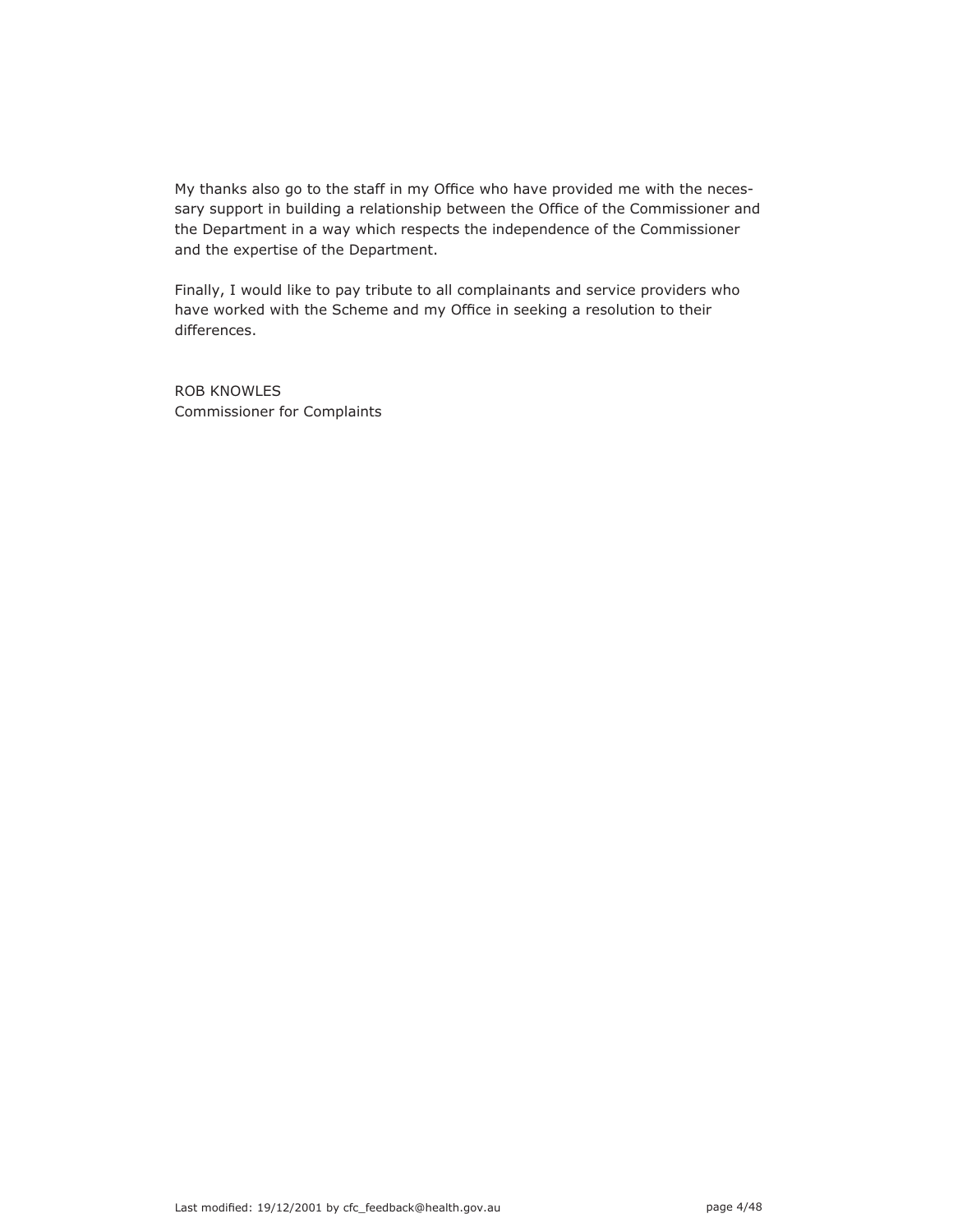My thanks also go to the staff in my Office who have provided me with the necessary support in building a relationship between the Office of the Commissioner and the Department in a way which respects the independence of the Commissioner and the expertise of the Department.

Finally, I would like to pay tribute to all complainants and service providers who have worked with the Scheme and my Office in seeking a resolution to their differences.

ROB KNOWLES
Commissioner for Complaints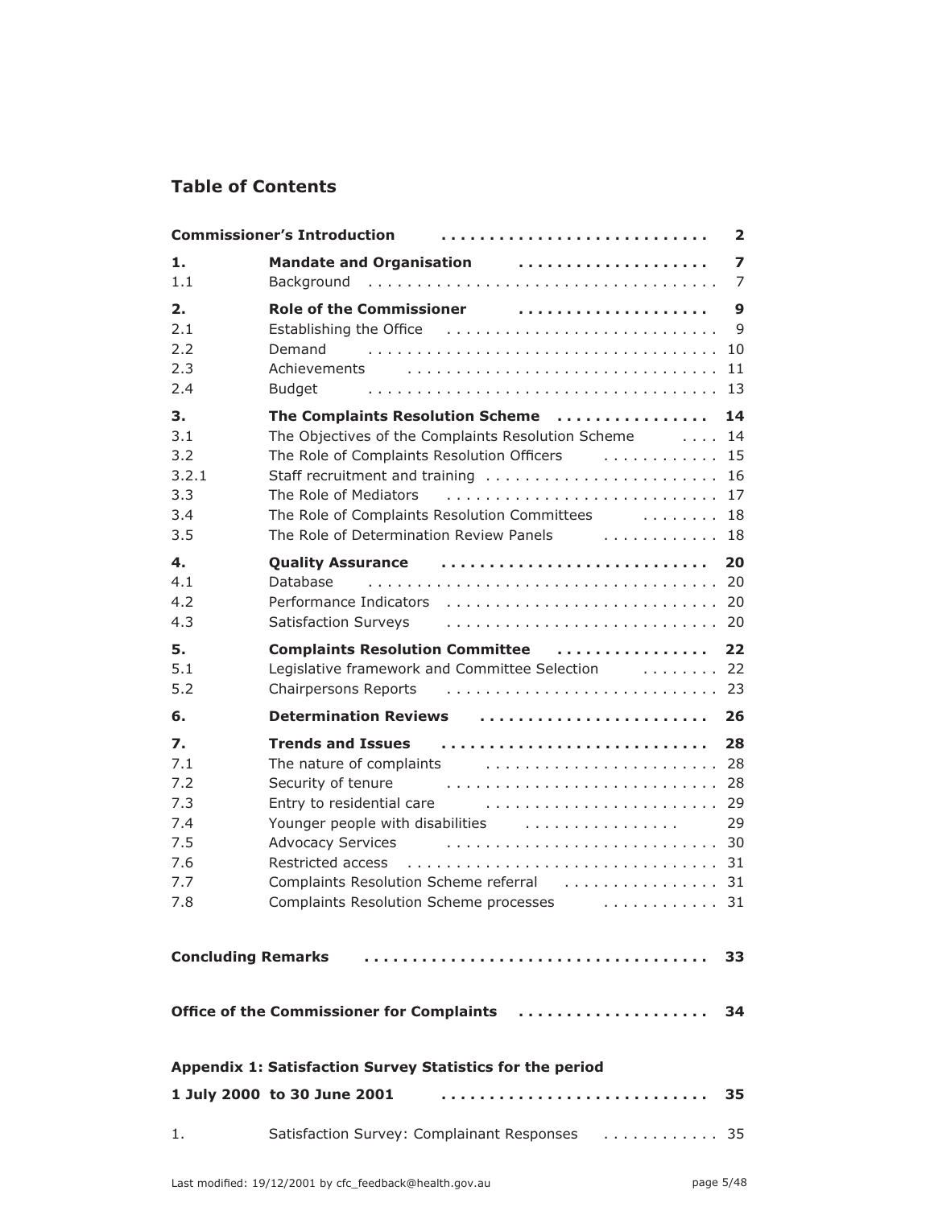## Table of Contents

| | | |
|---|---|---|
| **Commissioner's Introduction** | | **2** |
| **1.** | **Mandate and Organisation** | **7** |
| 1.1 | Background | 7 |
| **2.** | **Role of the Commissioner** | **9** |
| 2.1 | Establishing the Office | 9 |
| 2.2 | Demand | 10 |
| 2.3 | Achievements | 11 |
| 2.4 | Budget | 13 |
| **3.** | **The Complaints Resolution Scheme** | **14** |
| 3.1 | The Objectives of the Complaints Resolution Scheme | 14 |
| 3.2 | The Role of Complaints Resolution Officers | 15 |
| 3.2.1 | Staff recruitment and training | 16 |
| 3.3 | The Role of Mediators | 17 |
| 3.4 | The Role of Complaints Resolution Committees | 18 |
| 3.5 | The Role of Determination Review Panels | 18 |
| **4.** | **Quality Assurance** | **20** |
| 4.1 | Database | 20 |
| 4.2 | Performance Indicators | 20 |
| 4.3 | Satisfaction Surveys | 20 |
| **5.** | **Complaints Resolution Committee** | **22** |
| 5.1 | Legislative framework and Committee Selection | 22 |
| 5.2 | Chairpersons Reports | 23 |
| **6.** | **Determination Reviews** | **26** |
| **7.** | **Trends and Issues** | **28** |
| 7.1 | The nature of complaints | 28 |
| 7.2 | Security of tenure | 28 |
| 7.3 | Entry to residential care | 29 |
| 7.4 | Younger people with disabilities | 29 |
| 7.5 | Advocacy Services | 30 |
| 7.6 | Restricted access | 31 |
| 7.7 | Complaints Resolution Scheme referral | 31 |
| 7.8 | Complaints Resolution Scheme processes | 31 |
| **Concluding Remarks** | | **33** |
| **Office of the Commissioner for Complaints** | | **34** |
| **Appendix 1: Satisfaction Survey Statistics for the period 1 July 2000 to 30 June 2001** | | **35** |
| 1. | Satisfaction Survey: Complainant Responses | 35 |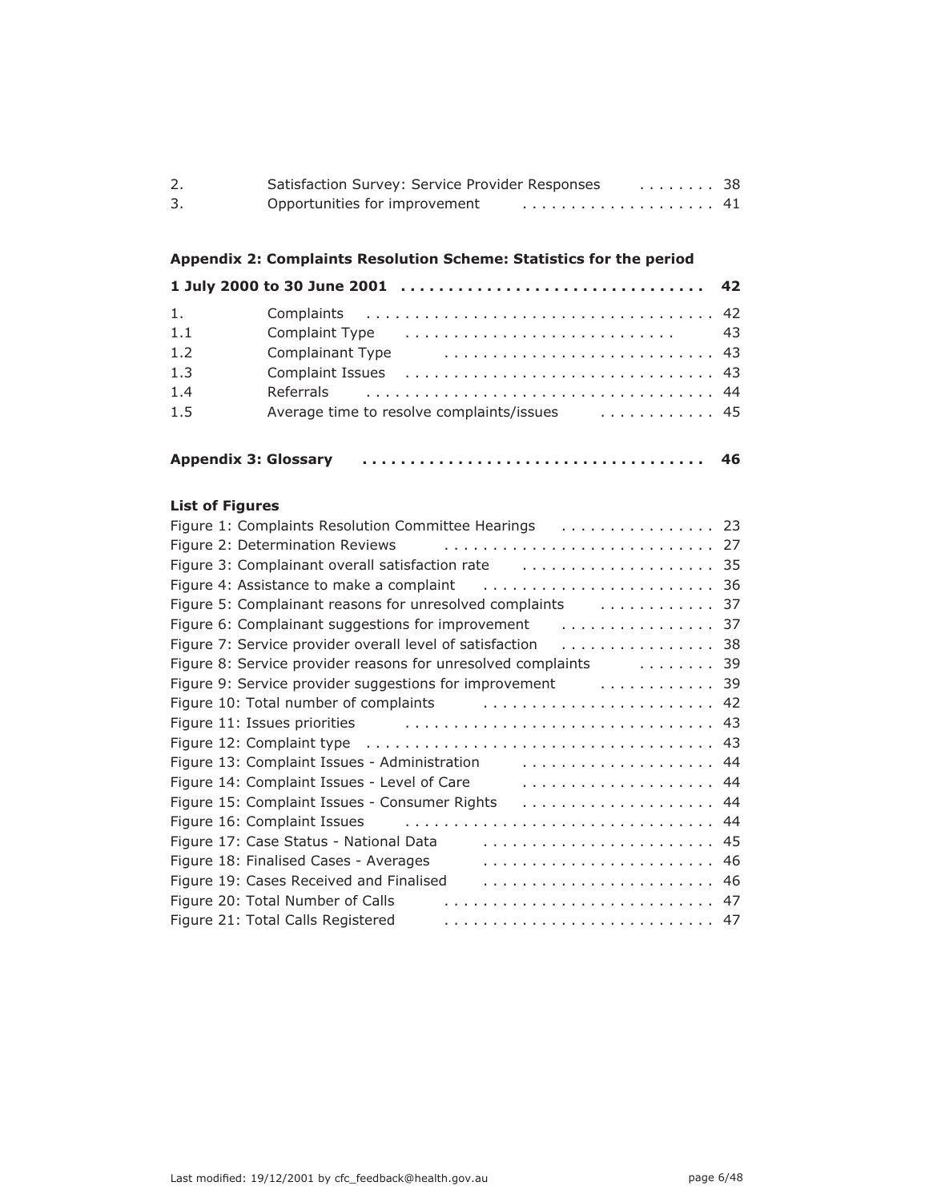| | | |
|---|---|---|
| 2. | Satisfaction Survey: Service Provider Responses | 38 |
| 3. | Opportunities for improvement | 41 |

**Appendix 2: Complaints Resolution Scheme: Statistics for the period 1 July 2000 to 30 June 2001** . . . . . . . . . . . . . . . . . . . . . . . . . . . . . . . **42**

| | | |
|---|---|---|
| 1. | Complaints | 42 |
| 1.1 | Complaint Type | 43 |
| 1.2 | Complainant Type | 43 |
| 1.3 | Complaint Issues | 43 |
| 1.4 | Referrals | 44 |
| 1.5 | Average time to resolve complaints/issues | 45 |

**Appendix 3: Glossary** . . . . . . . . . . . . . . . . . . . . . . . . . . . . . . . . . . **46**

**List of Figures**

| | |
|---|---|
| Figure 1: Complaints Resolution Committee Hearings | 23 |
| Figure 2: Determination Reviews | 27 |
| Figure 3: Complainant overall satisfaction rate | 35 |
| Figure 4: Assistance to make a complaint | 36 |
| Figure 5: Complainant reasons for unresolved complaints | 37 |
| Figure 6: Complainant suggestions for improvement | 37 |
| Figure 7: Service provider overall level of satisfaction | 38 |
| Figure 8: Service provider reasons for unresolved complaints | 39 |
| Figure 9: Service provider suggestions for improvement | 39 |
| Figure 10: Total number of complaints | 42 |
| Figure 11: Issues priorities | 43 |
| Figure 12: Complaint type | 43 |
| Figure 13: Complaint Issues - Administration | 44 |
| Figure 14: Complaint Issues - Level of Care | 44 |
| Figure 15: Complaint Issues - Consumer Rights | 44 |
| Figure 16: Complaint Issues | 44 |
| Figure 17: Case Status - National Data | 45 |
| Figure 18: Finalised Cases - Averages | 46 |
| Figure 19: Cases Received and Finalised | 46 |
| Figure 20: Total Number of Calls | 47 |
| Figure 21: Total Calls Registered | 47 |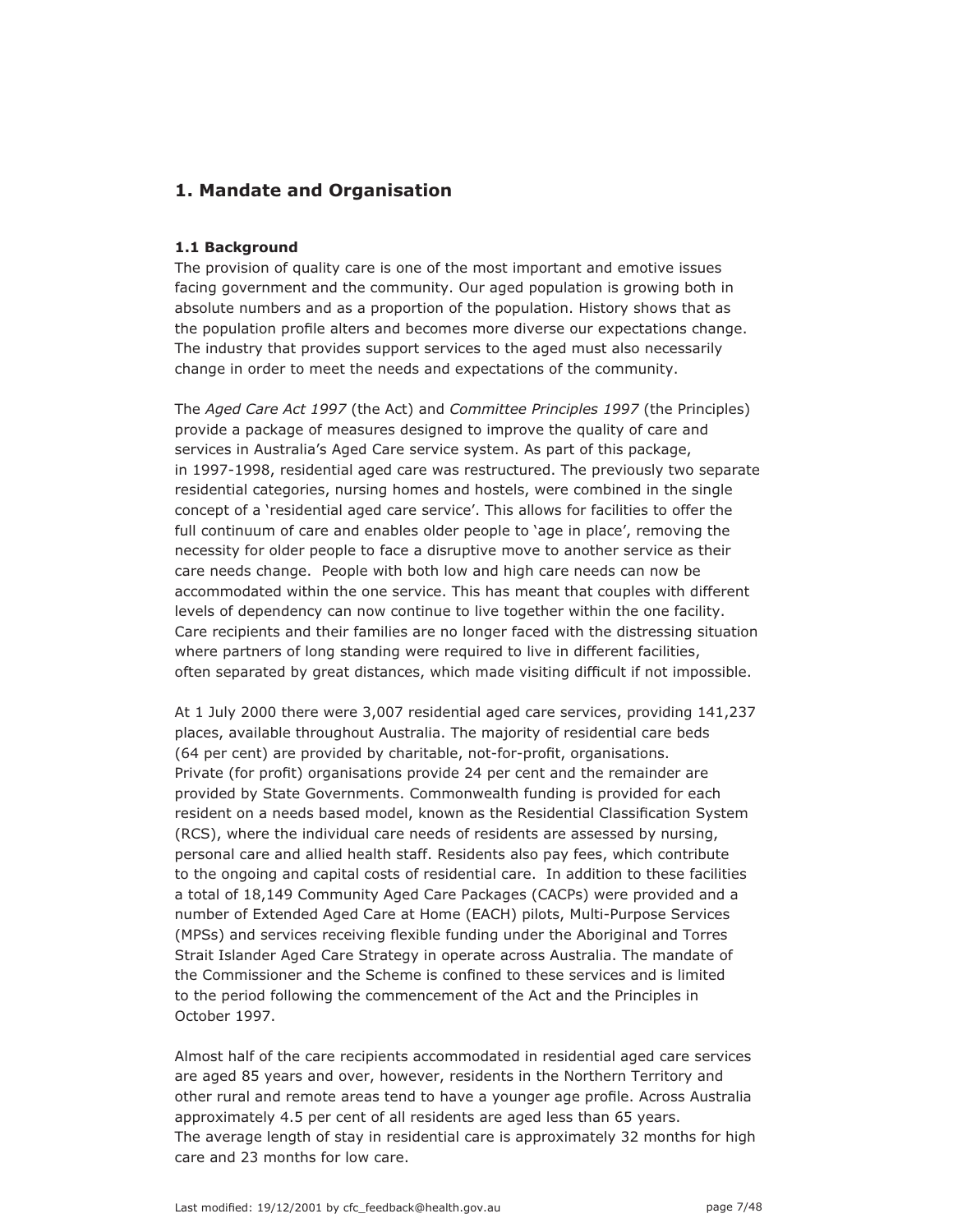## 1. Mandate and Organisation

### 1.1 Background

The provision of quality care is one of the most important and emotive issues facing government and the community. Our aged population is growing both in absolute numbers and as a proportion of the population. History shows that as the population profile alters and becomes more diverse our expectations change. The industry that provides support services to the aged must also necessarily change in order to meet the needs and expectations of the community.

The *Aged Care Act 1997* (the Act) and *Committee Principles 1997* (the Principles) provide a package of measures designed to improve the quality of care and services in Australia's Aged Care service system. As part of this package, in 1997-1998, residential aged care was restructured. The previously two separate residential categories, nursing homes and hostels, were combined in the single concept of a 'residential aged care service'. This allows for facilities to offer the full continuum of care and enables older people to 'age in place', removing the necessity for older people to face a disruptive move to another service as their care needs change. People with both low and high care needs can now be accommodated within the one service. This has meant that couples with different levels of dependency can now continue to live together within the one facility. Care recipients and their families are no longer faced with the distressing situation where partners of long standing were required to live in different facilities, often separated by great distances, which made visiting difficult if not impossible.

At 1 July 2000 there were 3,007 residential aged care services, providing 141,237 places, available throughout Australia. The majority of residential care beds (64 per cent) are provided by charitable, not-for-profit, organisations. Private (for profit) organisations provide 24 per cent and the remainder are provided by State Governments. Commonwealth funding is provided for each resident on a needs based model, known as the Residential Classification System (RCS), where the individual care needs of residents are assessed by nursing, personal care and allied health staff. Residents also pay fees, which contribute to the ongoing and capital costs of residential care. In addition to these facilities a total of 18,149 Community Aged Care Packages (CACPs) were provided and a number of Extended Aged Care at Home (EACH) pilots, Multi-Purpose Services (MPSs) and services receiving flexible funding under the Aboriginal and Torres Strait Islander Aged Care Strategy in operate across Australia. The mandate of the Commissioner and the Scheme is confined to these services and is limited to the period following the commencement of the Act and the Principles in October 1997.

Almost half of the care recipients accommodated in residential aged care services are aged 85 years and over, however, residents in the Northern Territory and other rural and remote areas tend to have a younger age profile. Across Australia approximately 4.5 per cent of all residents are aged less than 65 years. The average length of stay in residential care is approximately 32 months for high care and 23 months for low care.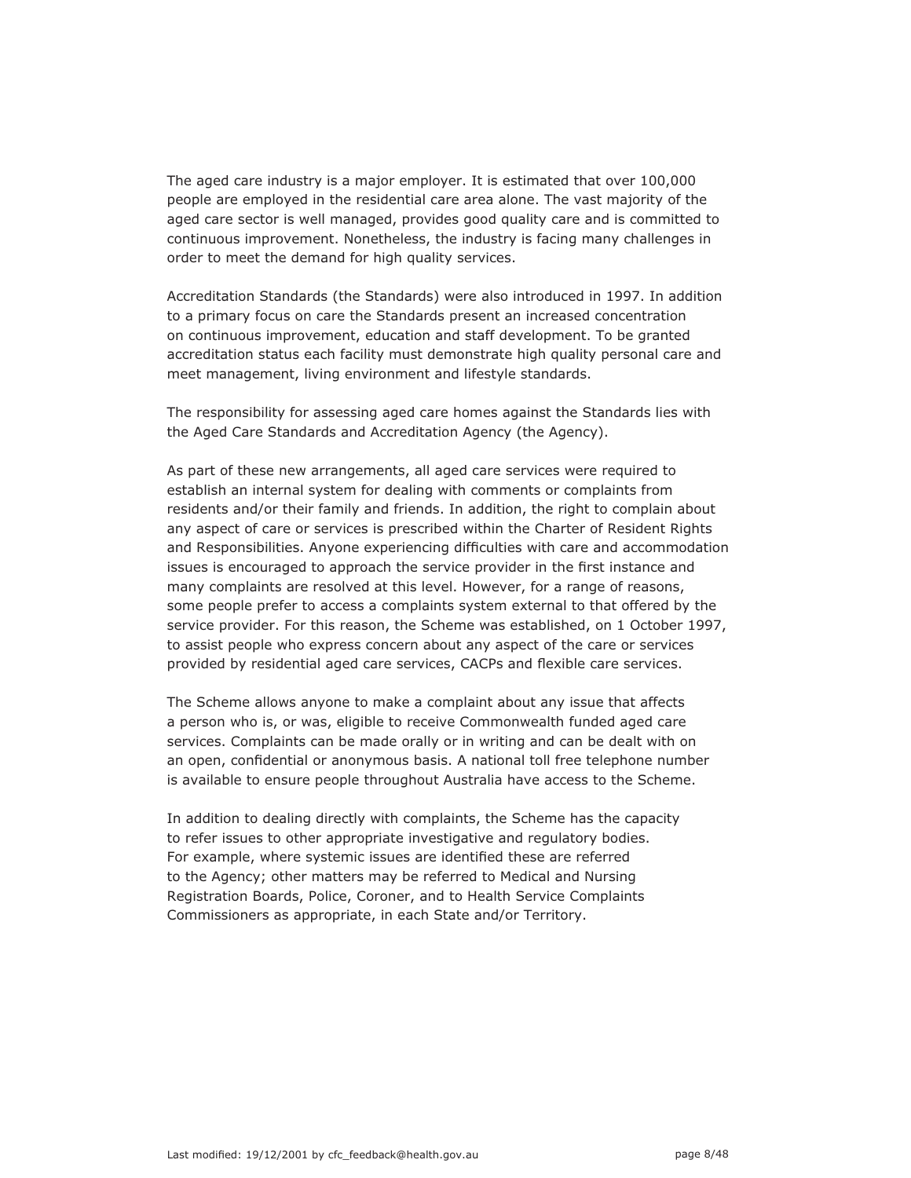The aged care industry is a major employer. It is estimated that over 100,000 people are employed in the residential care area alone. The vast majority of the aged care sector is well managed, provides good quality care and is committed to continuous improvement. Nonetheless, the industry is facing many challenges in order to meet the demand for high quality services.

Accreditation Standards (the Standards) were also introduced in 1997. In addition to a primary focus on care the Standards present an increased concentration on continuous improvement, education and staff development. To be granted accreditation status each facility must demonstrate high quality personal care and meet management, living environment and lifestyle standards.

The responsibility for assessing aged care homes against the Standards lies with the Aged Care Standards and Accreditation Agency (the Agency).

As part of these new arrangements, all aged care services were required to establish an internal system for dealing with comments or complaints from residents and/or their family and friends. In addition, the right to complain about any aspect of care or services is prescribed within the Charter of Resident Rights and Responsibilities. Anyone experiencing difficulties with care and accommodation issues is encouraged to approach the service provider in the first instance and many complaints are resolved at this level. However, for a range of reasons, some people prefer to access a complaints system external to that offered by the service provider. For this reason, the Scheme was established, on 1 October 1997, to assist people who express concern about any aspect of the care or services provided by residential aged care services, CACPs and flexible care services.

The Scheme allows anyone to make a complaint about any issue that affects a person who is, or was, eligible to receive Commonwealth funded aged care services. Complaints can be made orally or in writing and can be dealt with on an open, confidential or anonymous basis. A national toll free telephone number is available to ensure people throughout Australia have access to the Scheme.

In addition to dealing directly with complaints, the Scheme has the capacity to refer issues to other appropriate investigative and regulatory bodies. For example, where systemic issues are identified these are referred to the Agency; other matters may be referred to Medical and Nursing Registration Boards, Police, Coroner, and to Health Service Complaints Commissioners as appropriate, in each State and/or Territory.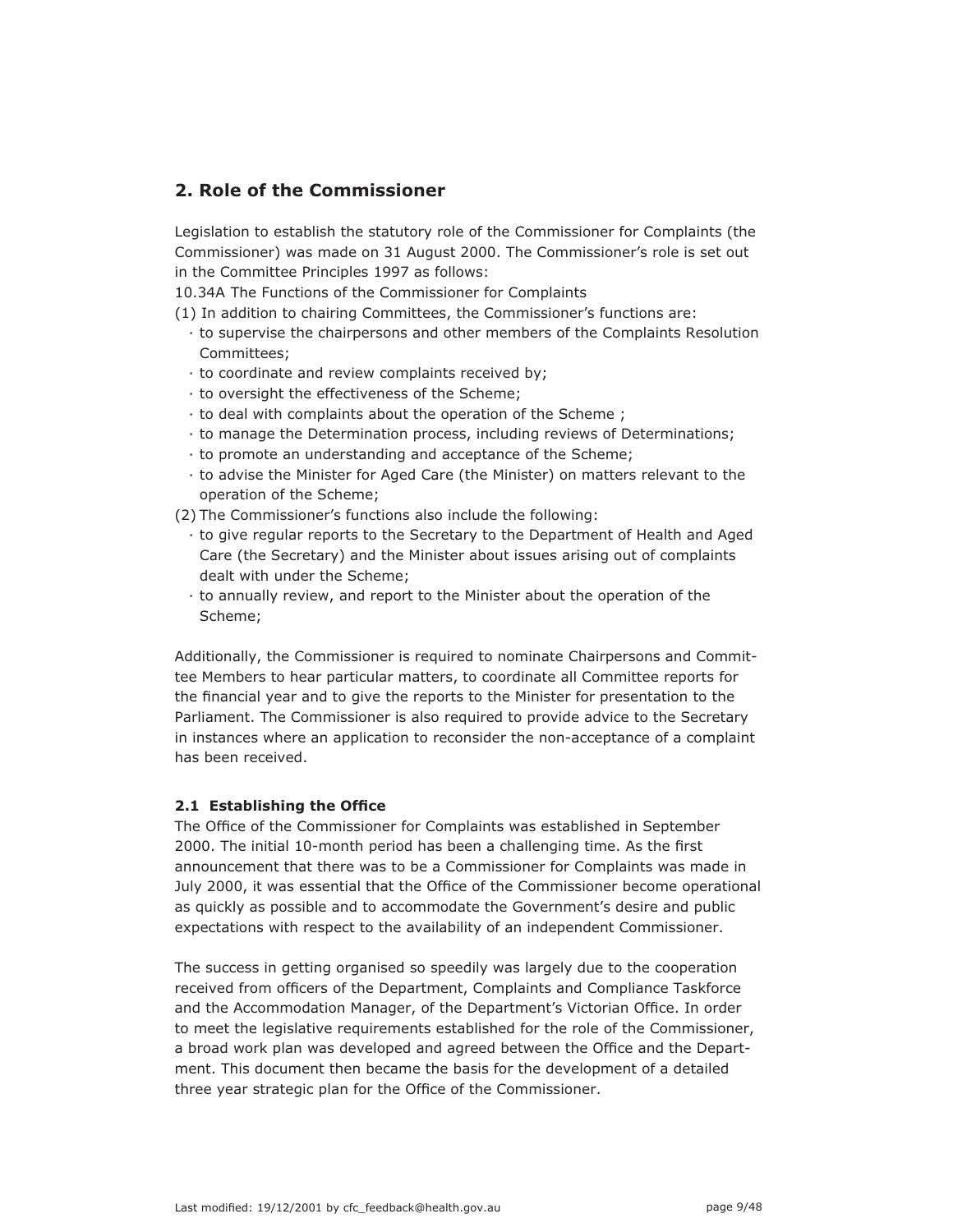## 2. Role of the Commissioner

Legislation to establish the statutory role of the Commissioner for Complaints (the Commissioner) was made on 31 August 2000. The Commissioner's role is set out in the Committee Principles 1997 as follows:

10.34A The Functions of the Commissioner for Complaints

(1) In addition to chairing Committees, the Commissioner's functions are:

- to supervise the chairpersons and other members of the Complaints Resolution Committees;
- to coordinate and review complaints received by;
- to oversight the effectiveness of the Scheme;
- to deal with complaints about the operation of the Scheme ;
- to manage the Determination process, including reviews of Determinations;
- to promote an understanding and acceptance of the Scheme;
- to advise the Minister for Aged Care (the Minister) on matters relevant to the operation of the Scheme;

(2) The Commissioner's functions also include the following:

- to give regular reports to the Secretary to the Department of Health and Aged Care (the Secretary) and the Minister about issues arising out of complaints dealt with under the Scheme;
- to annually review, and report to the Minister about the operation of the Scheme;

Additionally, the Commissioner is required to nominate Chairpersons and Committee Members to hear particular matters, to coordinate all Committee reports for the financial year and to give the reports to the Minister for presentation to the Parliament. The Commissioner is also required to provide advice to the Secretary in instances where an application to reconsider the non-acceptance of a complaint has been received.

### 2.1 Establishing the Office

The Office of the Commissioner for Complaints was established in September 2000. The initial 10-month period has been a challenging time. As the first announcement that there was to be a Commissioner for Complaints was made in July 2000, it was essential that the Office of the Commissioner become operational as quickly as possible and to accommodate the Government's desire and public expectations with respect to the availability of an independent Commissioner.

The success in getting organised so speedily was largely due to the cooperation received from officers of the Department, Complaints and Compliance Taskforce and the Accommodation Manager, of the Department's Victorian Office. In order to meet the legislative requirements established for the role of the Commissioner, a broad work plan was developed and agreed between the Office and the Department. This document then became the basis for the development of a detailed three year strategic plan for the Office of the Commissioner.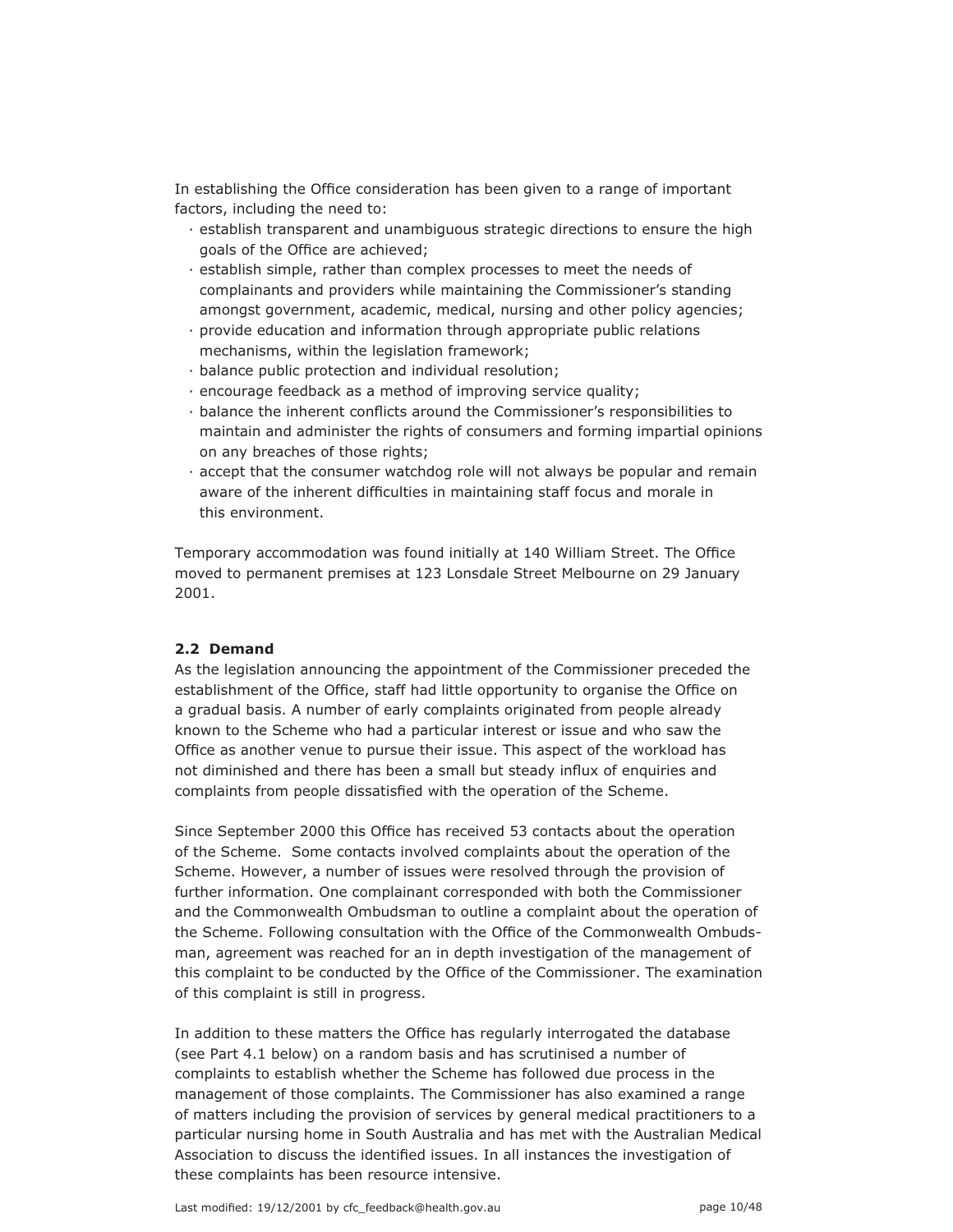In establishing the Office consideration has been given to a range of important factors, including the need to:

- establish transparent and unambiguous strategic directions to ensure the high goals of the Office are achieved;
- establish simple, rather than complex processes to meet the needs of complainants and providers while maintaining the Commissioner's standing amongst government, academic, medical, nursing and other policy agencies;
- provide education and information through appropriate public relations mechanisms, within the legislation framework;
- balance public protection and individual resolution;
- encourage feedback as a method of improving service quality;
- balance the inherent conflicts around the Commissioner's responsibilities to maintain and administer the rights of consumers and forming impartial opinions on any breaches of those rights;
- accept that the consumer watchdog role will not always be popular and remain aware of the inherent difficulties in maintaining staff focus and morale in this environment.

Temporary accommodation was found initially at 140 William Street. The Office moved to permanent premises at 123 Lonsdale Street Melbourne on 29 January 2001.

### 2.2 Demand

As the legislation announcing the appointment of the Commissioner preceded the establishment of the Office, staff had little opportunity to organise the Office on a gradual basis. A number of early complaints originated from people already known to the Scheme who had a particular interest or issue and who saw the Office as another venue to pursue their issue. This aspect of the workload has not diminished and there has been a small but steady influx of enquiries and complaints from people dissatisfied with the operation of the Scheme.

Since September 2000 this Office has received 53 contacts about the operation of the Scheme. Some contacts involved complaints about the operation of the Scheme. However, a number of issues were resolved through the provision of further information. One complainant corresponded with both the Commissioner and the Commonwealth Ombudsman to outline a complaint about the operation of the Scheme. Following consultation with the Office of the Commonwealth Ombudsman, agreement was reached for an in depth investigation of the management of this complaint to be conducted by the Office of the Commissioner. The examination of this complaint is still in progress.

In addition to these matters the Office has regularly interrogated the database (see Part 4.1 below) on a random basis and has scrutinised a number of complaints to establish whether the Scheme has followed due process in the management of those complaints. The Commissioner has also examined a range of matters including the provision of services by general medical practitioners to a particular nursing home in South Australia and has met with the Australian Medical Association to discuss the identified issues. In all instances the investigation of these complaints has been resource intensive.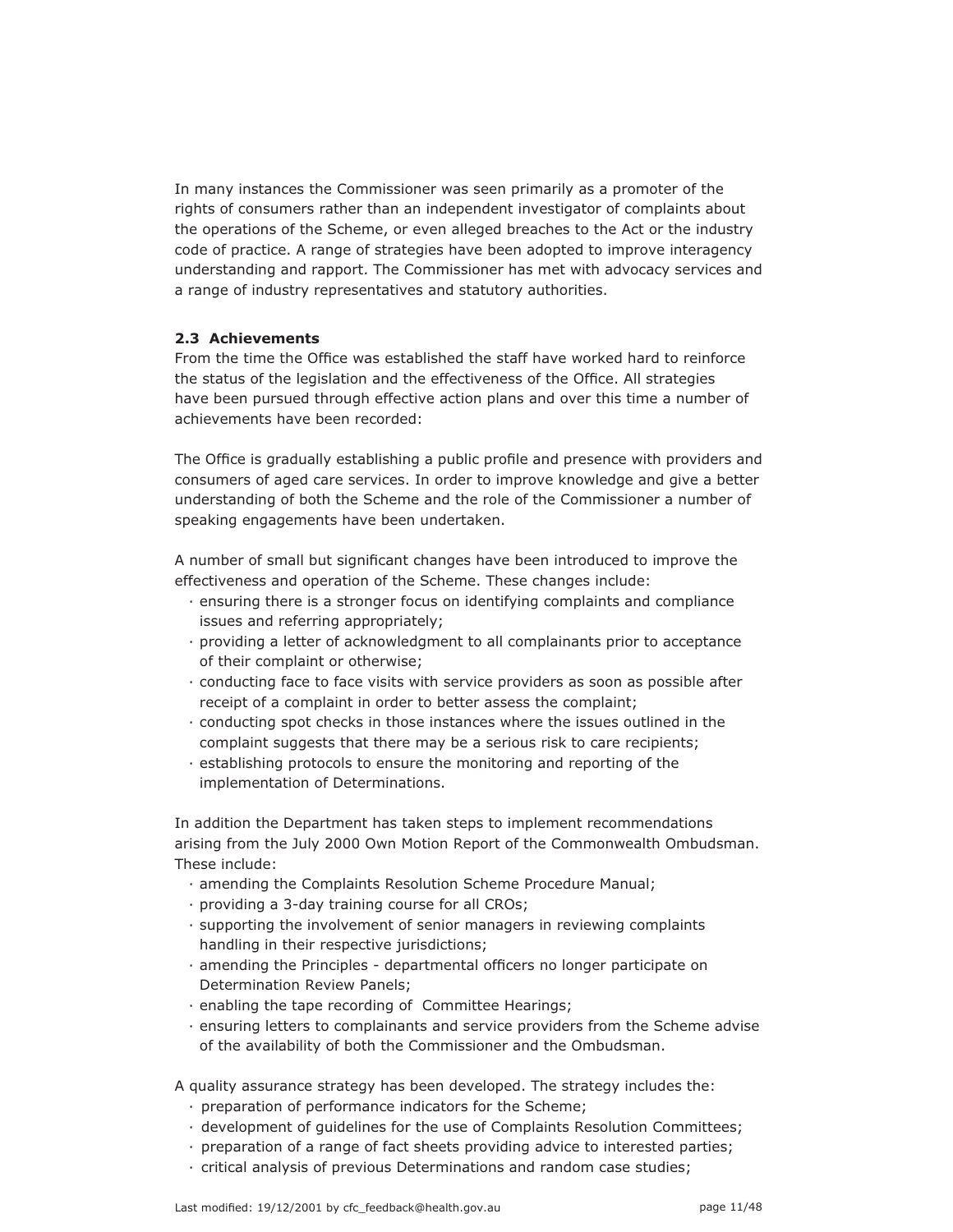In many instances the Commissioner was seen primarily as a promoter of the rights of consumers rather than an independent investigator of complaints about the operations of the Scheme, or even alleged breaches to the Act or the industry code of practice. A range of strategies have been adopted to improve interagency understanding and rapport. The Commissioner has met with advocacy services and a range of industry representatives and statutory authorities.

### 2.3 Achievements

From the time the Office was established the staff have worked hard to reinforce the status of the legislation and the effectiveness of the Office. All strategies have been pursued through effective action plans and over this time a number of achievements have been recorded:

The Office is gradually establishing a public profile and presence with providers and consumers of aged care services. In order to improve knowledge and give a better understanding of both the Scheme and the role of the Commissioner a number of speaking engagements have been undertaken.

A number of small but significant changes have been introduced to improve the effectiveness and operation of the Scheme. These changes include:

- ensuring there is a stronger focus on identifying complaints and compliance issues and referring appropriately;
- providing a letter of acknowledgment to all complainants prior to acceptance of their complaint or otherwise;
- conducting face to face visits with service providers as soon as possible after receipt of a complaint in order to better assess the complaint;
- conducting spot checks in those instances where the issues outlined in the complaint suggests that there may be a serious risk to care recipients;
- establishing protocols to ensure the monitoring and reporting of the implementation of Determinations.

In addition the Department has taken steps to implement recommendations arising from the July 2000 Own Motion Report of the Commonwealth Ombudsman. These include:

- amending the Complaints Resolution Scheme Procedure Manual;
- providing a 3-day training course for all CROs;
- supporting the involvement of senior managers in reviewing complaints handling in their respective jurisdictions;
- amending the Principles - departmental officers no longer participate on Determination Review Panels;
- enabling the tape recording of Committee Hearings;
- ensuring letters to complainants and service providers from the Scheme advise of the availability of both the Commissioner and the Ombudsman.

A quality assurance strategy has been developed. The strategy includes the:

- preparation of performance indicators for the Scheme;
- development of guidelines for the use of Complaints Resolution Committees;
- preparation of a range of fact sheets providing advice to interested parties;
- critical analysis of previous Determinations and random case studies;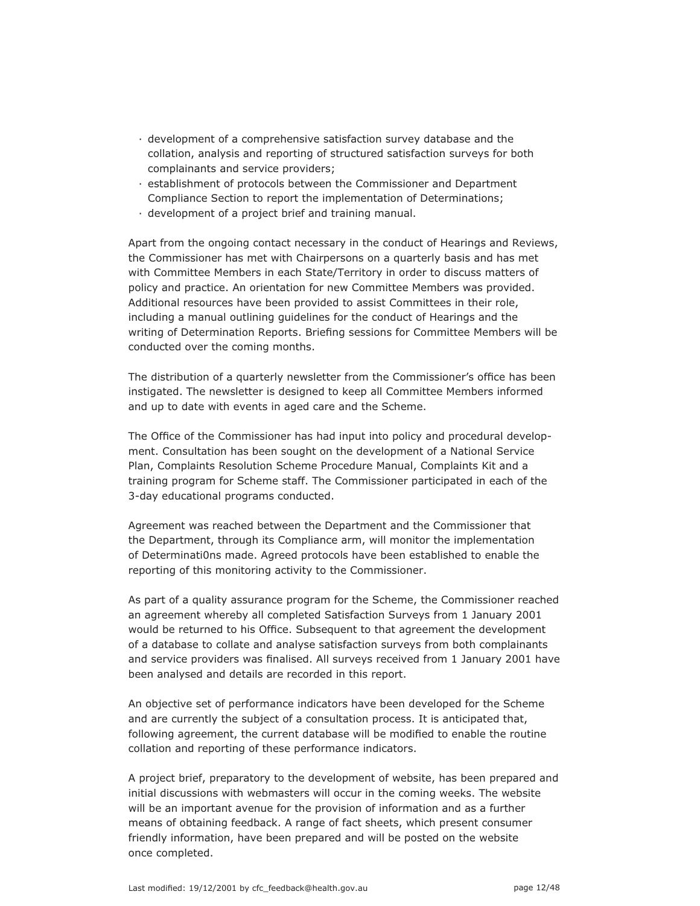- development of a comprehensive satisfaction survey database and the collation, analysis and reporting of structured satisfaction surveys for both complainants and service providers;
- establishment of protocols between the Commissioner and Department Compliance Section to report the implementation of Determinations;
- development of a project brief and training manual.

Apart from the ongoing contact necessary in the conduct of Hearings and Reviews, the Commissioner has met with Chairpersons on a quarterly basis and has met with Committee Members in each State/Territory in order to discuss matters of policy and practice. An orientation for new Committee Members was provided. Additional resources have been provided to assist Committees in their role, including a manual outlining guidelines for the conduct of Hearings and the writing of Determination Reports. Briefing sessions for Committee Members will be conducted over the coming months.

The distribution of a quarterly newsletter from the Commissioner's office has been instigated. The newsletter is designed to keep all Committee Members informed and up to date with events in aged care and the Scheme.

The Office of the Commissioner has had input into policy and procedural development. Consultation has been sought on the development of a National Service Plan, Complaints Resolution Scheme Procedure Manual, Complaints Kit and a training program for Scheme staff. The Commissioner participated in each of the 3-day educational programs conducted.

Agreement was reached between the Department and the Commissioner that the Department, through its Compliance arm, will monitor the implementation of Determinati0ns made. Agreed protocols have been established to enable the reporting of this monitoring activity to the Commissioner.

As part of a quality assurance program for the Scheme, the Commissioner reached an agreement whereby all completed Satisfaction Surveys from 1 January 2001 would be returned to his Office. Subsequent to that agreement the development of a database to collate and analyse satisfaction surveys from both complainants and service providers was finalised. All surveys received from 1 January 2001 have been analysed and details are recorded in this report.

An objective set of performance indicators have been developed for the Scheme and are currently the subject of a consultation process. It is anticipated that, following agreement, the current database will be modified to enable the routine collation and reporting of these performance indicators.

A project brief, preparatory to the development of website, has been prepared and initial discussions with webmasters will occur in the coming weeks. The website will be an important avenue for the provision of information and as a further means of obtaining feedback. A range of fact sheets, which present consumer friendly information, have been prepared and will be posted on the website once completed.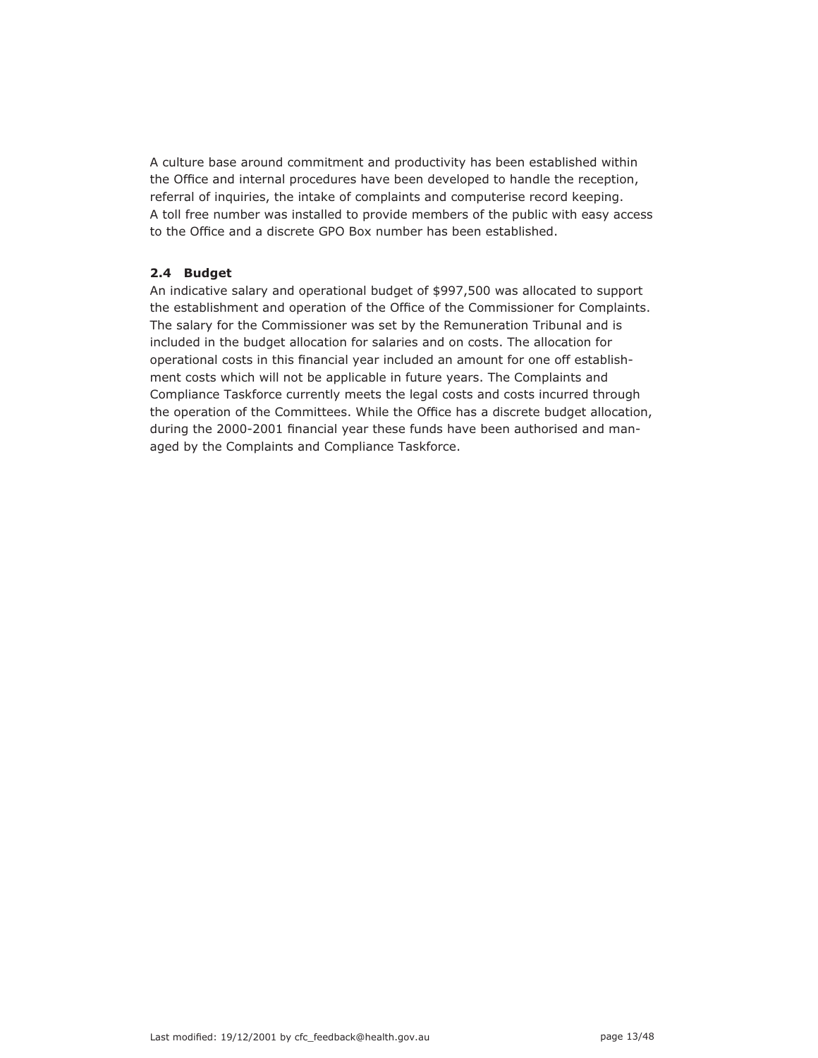A culture base around commitment and productivity has been established within the Office and internal procedures have been developed to handle the reception, referral of inquiries, the intake of complaints and computerise record keeping. A toll free number was installed to provide members of the public with easy access to the Office and a discrete GPO Box number has been established.

### 2.4 Budget

An indicative salary and operational budget of $997,500 was allocated to support the establishment and operation of the Office of the Commissioner for Complaints. The salary for the Commissioner was set by the Remuneration Tribunal and is included in the budget allocation for salaries and on costs. The allocation for operational costs in this financial year included an amount for one off establishment costs which will not be applicable in future years. The Complaints and Compliance Taskforce currently meets the legal costs and costs incurred through the operation of the Committees. While the Office has a discrete budget allocation, during the 2000-2001 financial year these funds have been authorised and managed by the Complaints and Compliance Taskforce.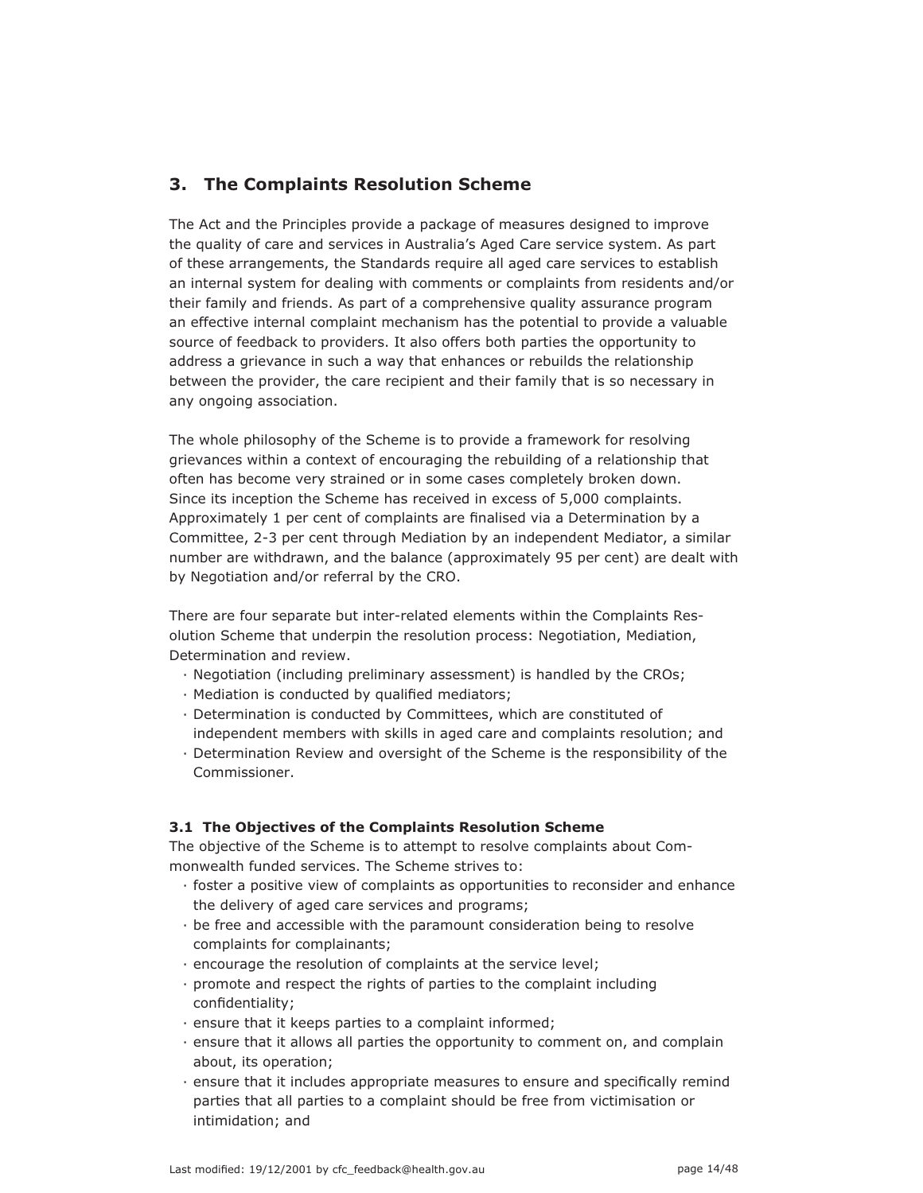## 3. The Complaints Resolution Scheme

The Act and the Principles provide a package of measures designed to improve the quality of care and services in Australia's Aged Care service system. As part of these arrangements, the Standards require all aged care services to establish an internal system for dealing with comments or complaints from residents and/or their family and friends. As part of a comprehensive quality assurance program an effective internal complaint mechanism has the potential to provide a valuable source of feedback to providers. It also offers both parties the opportunity to address a grievance in such a way that enhances or rebuilds the relationship between the provider, the care recipient and their family that is so necessary in any ongoing association.

The whole philosophy of the Scheme is to provide a framework for resolving grievances within a context of encouraging the rebuilding of a relationship that often has become very strained or in some cases completely broken down. Since its inception the Scheme has received in excess of 5,000 complaints. Approximately 1 per cent of complaints are finalised via a Determination by a Committee, 2-3 per cent through Mediation by an independent Mediator, a similar number are withdrawn, and the balance (approximately 95 per cent) are dealt with by Negotiation and/or referral by the CRO.

There are four separate but inter-related elements within the Complaints Resolution Scheme that underpin the resolution process: Negotiation, Mediation, Determination and review.

- Negotiation (including preliminary assessment) is handled by the CROs;
- Mediation is conducted by qualified mediators;
- Determination is conducted by Committees, which are constituted of independent members with skills in aged care and complaints resolution; and
- Determination Review and oversight of the Scheme is the responsibility of the Commissioner.

### 3.1 The Objectives of the Complaints Resolution Scheme

The objective of the Scheme is to attempt to resolve complaints about Commonwealth funded services. The Scheme strives to:

- foster a positive view of complaints as opportunities to reconsider and enhance the delivery of aged care services and programs;
- be free and accessible with the paramount consideration being to resolve complaints for complainants;
- encourage the resolution of complaints at the service level;
- promote and respect the rights of parties to the complaint including confidentiality;
- ensure that it keeps parties to a complaint informed;
- ensure that it allows all parties the opportunity to comment on, and complain about, its operation;
- ensure that it includes appropriate measures to ensure and specifically remind parties that all parties to a complaint should be free from victimisation or intimidation; and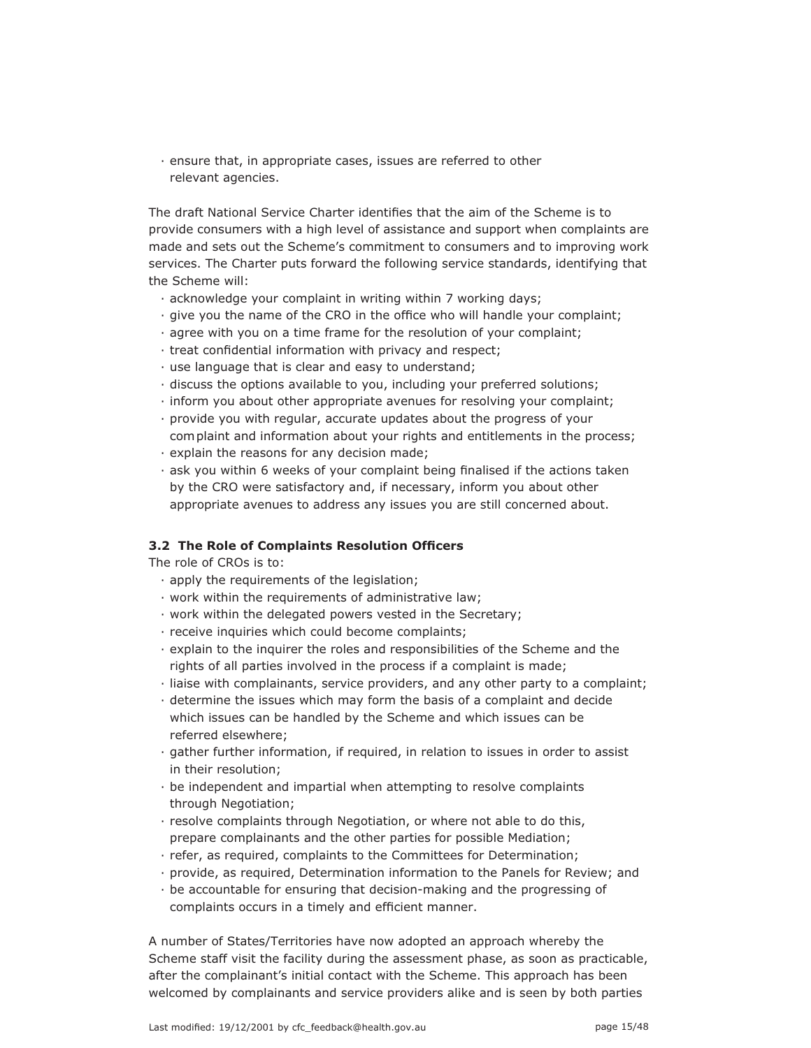- ensure that, in appropriate cases, issues are referred to other relevant agencies.

The draft National Service Charter identifies that the aim of the Scheme is to provide consumers with a high level of assistance and support when complaints are made and sets out the Scheme's commitment to consumers and to improving work services. The Charter puts forward the following service standards, identifying that the Scheme will:

- acknowledge your complaint in writing within 7 working days;
- give you the name of the CRO in the office who will handle your complaint;
- agree with you on a time frame for the resolution of your complaint;
- treat confidential information with privacy and respect;
- use language that is clear and easy to understand;
- discuss the options available to you, including your preferred solutions;
- inform you about other appropriate avenues for resolving your complaint;
- provide you with regular, accurate updates about the progress of your complaint and information about your rights and entitlements in the process;
- explain the reasons for any decision made;
- ask you within 6 weeks of your complaint being finalised if the actions taken by the CRO were satisfactory and, if necessary, inform you about other appropriate avenues to address any issues you are still concerned about.

### 3.2 The Role of Complaints Resolution Officers

The role of CROs is to:

- apply the requirements of the legislation;
- work within the requirements of administrative law;
- work within the delegated powers vested in the Secretary;
- receive inquiries which could become complaints;
- explain to the inquirer the roles and responsibilities of the Scheme and the rights of all parties involved in the process if a complaint is made;
- liaise with complainants, service providers, and any other party to a complaint;
- determine the issues which may form the basis of a complaint and decide which issues can be handled by the Scheme and which issues can be referred elsewhere;
- gather further information, if required, in relation to issues in order to assist in their resolution;
- be independent and impartial when attempting to resolve complaints through Negotiation;
- resolve complaints through Negotiation, or where not able to do this, prepare complainants and the other parties for possible Mediation;
- refer, as required, complaints to the Committees for Determination;
- provide, as required, Determination information to the Panels for Review; and
- be accountable for ensuring that decision-making and the progressing of complaints occurs in a timely and efficient manner.

A number of States/Territories have now adopted an approach whereby the Scheme staff visit the facility during the assessment phase, as soon as practicable, after the complainant's initial contact with the Scheme. This approach has been welcomed by complainants and service providers alike and is seen by both parties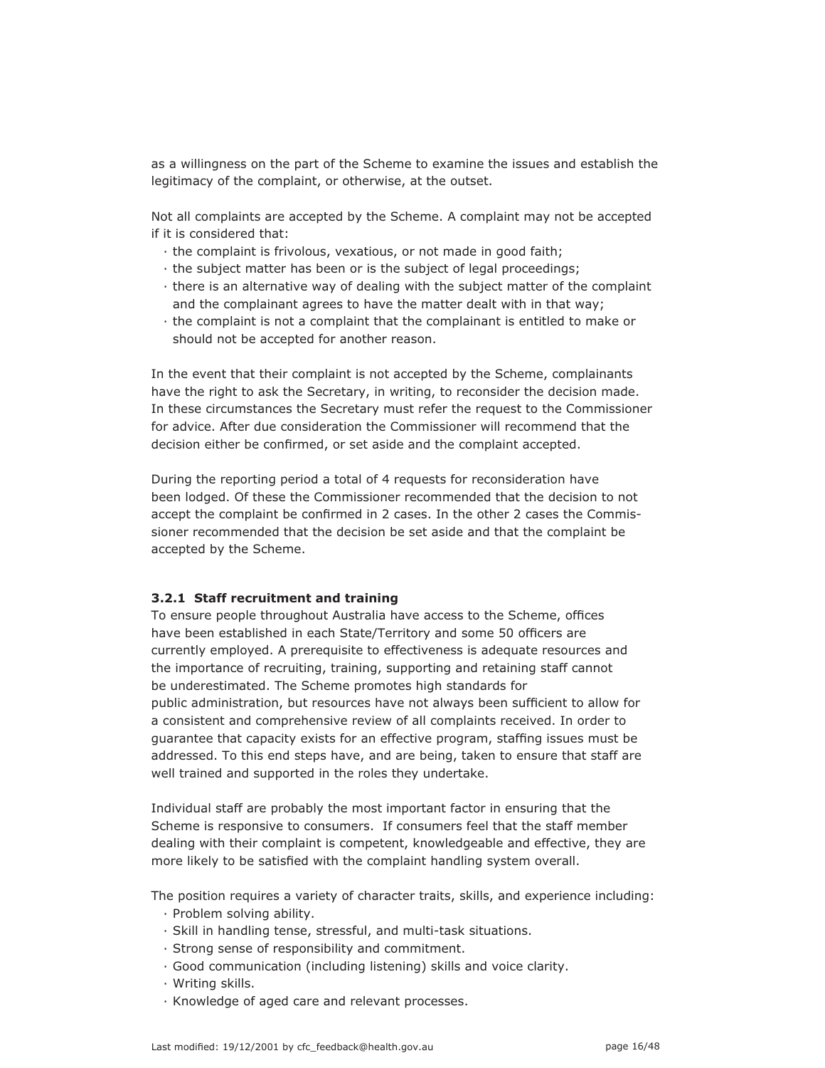as a willingness on the part of the Scheme to examine the issues and establish the legitimacy of the complaint, or otherwise, at the outset.

Not all complaints are accepted by the Scheme. A complaint may not be accepted if it is considered that:

- the complaint is frivolous, vexatious, or not made in good faith;
- the subject matter has been or is the subject of legal proceedings;
- there is an alternative way of dealing with the subject matter of the complaint and the complainant agrees to have the matter dealt with in that way;
- the complaint is not a complaint that the complainant is entitled to make or should not be accepted for another reason.

In the event that their complaint is not accepted by the Scheme, complainants have the right to ask the Secretary, in writing, to reconsider the decision made. In these circumstances the Secretary must refer the request to the Commissioner for advice. After due consideration the Commissioner will recommend that the decision either be confirmed, or set aside and the complaint accepted.

During the reporting period a total of 4 requests for reconsideration have been lodged. Of these the Commissioner recommended that the decision to not accept the complaint be confirmed in 2 cases. In the other 2 cases the Commissioner recommended that the decision be set aside and that the complaint be accepted by the Scheme.

### 3.2.1 Staff recruitment and training

To ensure people throughout Australia have access to the Scheme, offices have been established in each State/Territory and some 50 officers are currently employed. A prerequisite to effectiveness is adequate resources and the importance of recruiting, training, supporting and retaining staff cannot be underestimated. The Scheme promotes high standards for public administration, but resources have not always been sufficient to allow for a consistent and comprehensive review of all complaints received. In order to guarantee that capacity exists for an effective program, staffing issues must be addressed. To this end steps have, and are being, taken to ensure that staff are well trained and supported in the roles they undertake.

Individual staff are probably the most important factor in ensuring that the Scheme is responsive to consumers. If consumers feel that the staff member dealing with their complaint is competent, knowledgeable and effective, they are more likely to be satisfied with the complaint handling system overall.

The position requires a variety of character traits, skills, and experience including:

- Problem solving ability.
- Skill in handling tense, stressful, and multi-task situations.
- Strong sense of responsibility and commitment.
- Good communication (including listening) skills and voice clarity.
- Writing skills.
- Knowledge of aged care and relevant processes.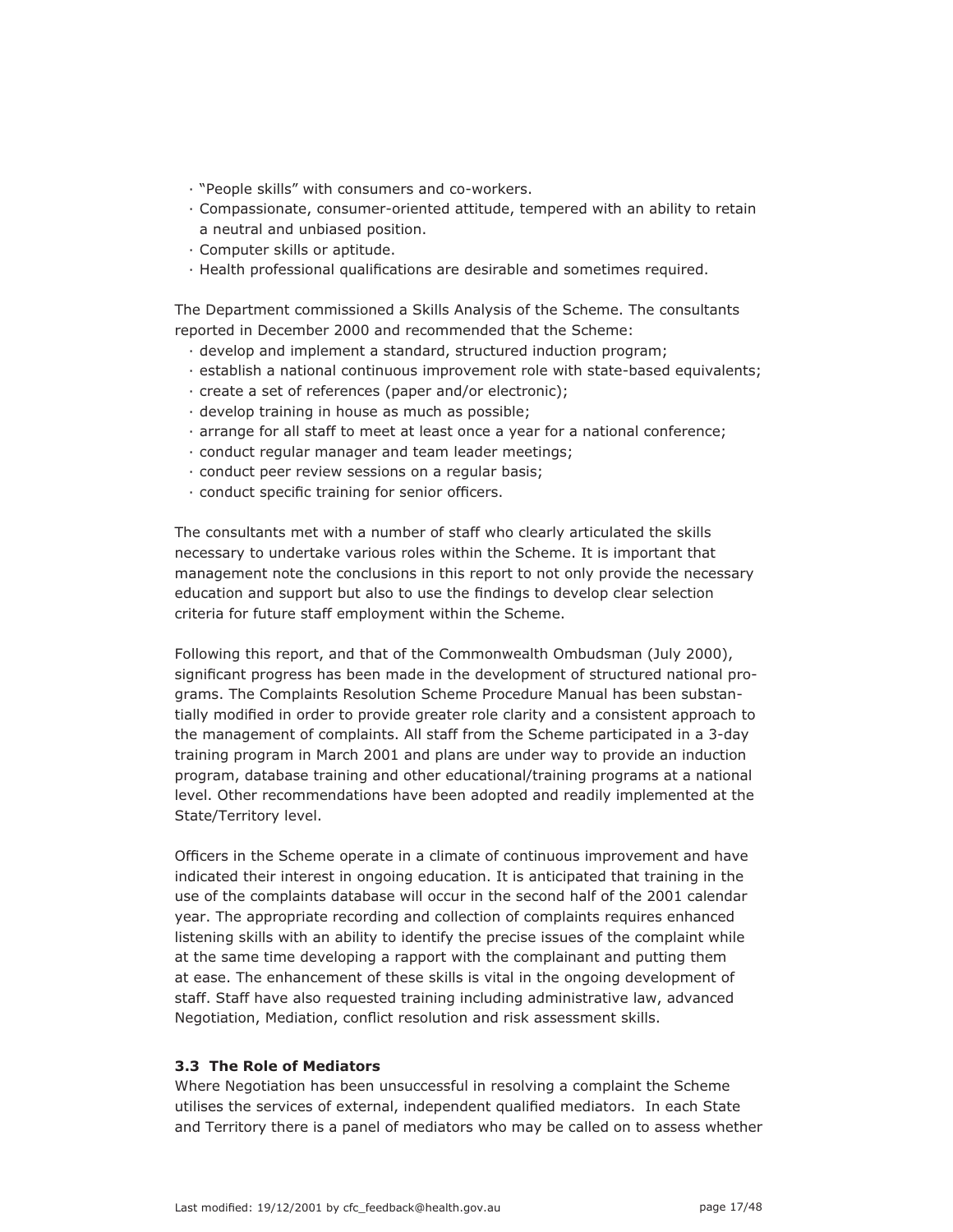- "People skills" with consumers and co-workers.
- Compassionate, consumer-oriented attitude, tempered with an ability to retain a neutral and unbiased position.
- Computer skills or aptitude.
- Health professional qualifications are desirable and sometimes required.

The Department commissioned a Skills Analysis of the Scheme. The consultants reported in December 2000 and recommended that the Scheme:

- develop and implement a standard, structured induction program;
- establish a national continuous improvement role with state-based equivalents;
- create a set of references (paper and/or electronic);
- develop training in house as much as possible;
- arrange for all staff to meet at least once a year for a national conference;
- conduct regular manager and team leader meetings;
- conduct peer review sessions on a regular basis;
- conduct specific training for senior officers.

The consultants met with a number of staff who clearly articulated the skills necessary to undertake various roles within the Scheme. It is important that management note the conclusions in this report to not only provide the necessary education and support but also to use the findings to develop clear selection criteria for future staff employment within the Scheme.

Following this report, and that of the Commonwealth Ombudsman (July 2000), significant progress has been made in the development of structured national programs. The Complaints Resolution Scheme Procedure Manual has been substantially modified in order to provide greater role clarity and a consistent approach to the management of complaints. All staff from the Scheme participated in a 3-day training program in March 2001 and plans are under way to provide an induction program, database training and other educational/training programs at a national level. Other recommendations have been adopted and readily implemented at the State/Territory level.

Officers in the Scheme operate in a climate of continuous improvement and have indicated their interest in ongoing education. It is anticipated that training in the use of the complaints database will occur in the second half of the 2001 calendar year. The appropriate recording and collection of complaints requires enhanced listening skills with an ability to identify the precise issues of the complaint while at the same time developing a rapport with the complainant and putting them at ease. The enhancement of these skills is vital in the ongoing development of staff. Staff have also requested training including administrative law, advanced Negotiation, Mediation, conflict resolution and risk assessment skills.

### 3.3 The Role of Mediators

Where Negotiation has been unsuccessful in resolving a complaint the Scheme utilises the services of external, independent qualified mediators. In each State and Territory there is a panel of mediators who may be called on to assess whether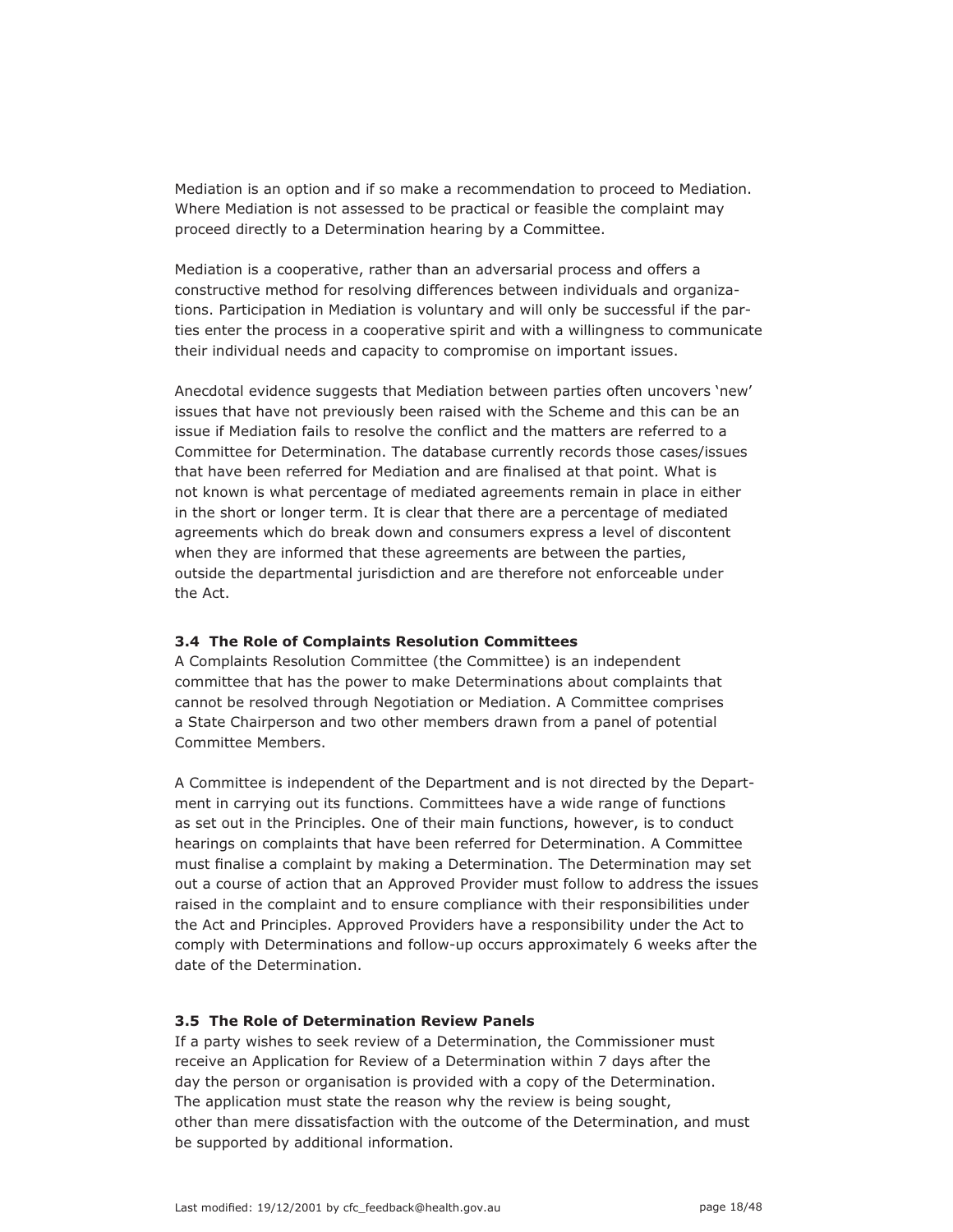Mediation is an option and if so make a recommendation to proceed to Mediation. Where Mediation is not assessed to be practical or feasible the complaint may proceed directly to a Determination hearing by a Committee.

Mediation is a cooperative, rather than an adversarial process and offers a constructive method for resolving differences between individuals and organizations. Participation in Mediation is voluntary and will only be successful if the parties enter the process in a cooperative spirit and with a willingness to communicate their individual needs and capacity to compromise on important issues.

Anecdotal evidence suggests that Mediation between parties often uncovers 'new' issues that have not previously been raised with the Scheme and this can be an issue if Mediation fails to resolve the conflict and the matters are referred to a Committee for Determination. The database currently records those cases/issues that have been referred for Mediation and are finalised at that point. What is not known is what percentage of mediated agreements remain in place in either in the short or longer term. It is clear that there are a percentage of mediated agreements which do break down and consumers express a level of discontent when they are informed that these agreements are between the parties, outside the departmental jurisdiction and are therefore not enforceable under the Act.

### 3.4 The Role of Complaints Resolution Committees

A Complaints Resolution Committee (the Committee) is an independent committee that has the power to make Determinations about complaints that cannot be resolved through Negotiation or Mediation. A Committee comprises a State Chairperson and two other members drawn from a panel of potential Committee Members.

A Committee is independent of the Department and is not directed by the Department in carrying out its functions. Committees have a wide range of functions as set out in the Principles. One of their main functions, however, is to conduct hearings on complaints that have been referred for Determination. A Committee must finalise a complaint by making a Determination. The Determination may set out a course of action that an Approved Provider must follow to address the issues raised in the complaint and to ensure compliance with their responsibilities under the Act and Principles. Approved Providers have a responsibility under the Act to comply with Determinations and follow-up occurs approximately 6 weeks after the date of the Determination.

### 3.5 The Role of Determination Review Panels

If a party wishes to seek review of a Determination, the Commissioner must receive an Application for Review of a Determination within 7 days after the day the person or organisation is provided with a copy of the Determination. The application must state the reason why the review is being sought, other than mere dissatisfaction with the outcome of the Determination, and must be supported by additional information.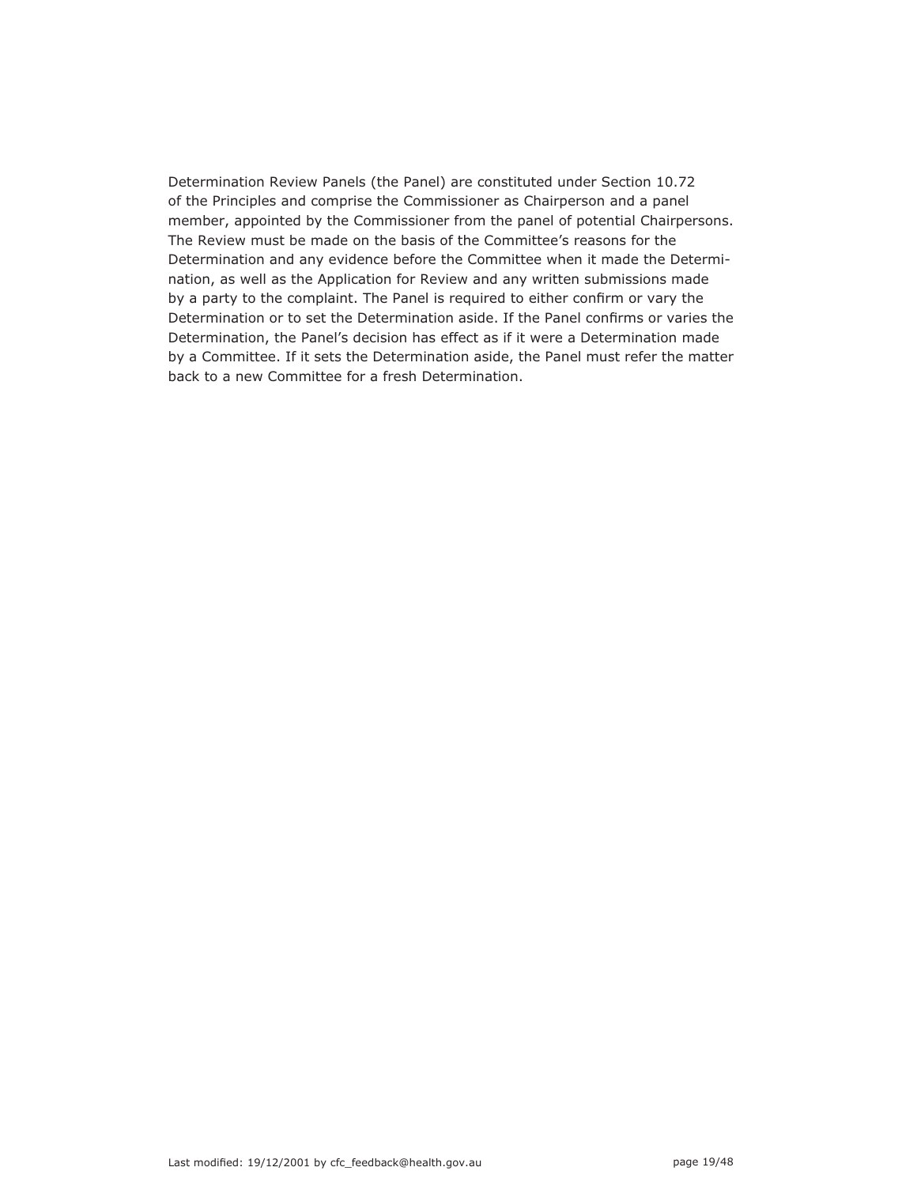Determination Review Panels (the Panel) are constituted under Section 10.72 of the Principles and comprise the Commissioner as Chairperson and a panel member, appointed by the Commissioner from the panel of potential Chairpersons. The Review must be made on the basis of the Committee's reasons for the Determination and any evidence before the Committee when it made the Determination, as well as the Application for Review and any written submissions made by a party to the complaint. The Panel is required to either confirm or vary the Determination or to set the Determination aside. If the Panel confirms or varies the Determination, the Panel's decision has effect as if it were a Determination made by a Committee. If it sets the Determination aside, the Panel must refer the matter back to a new Committee for a fresh Determination.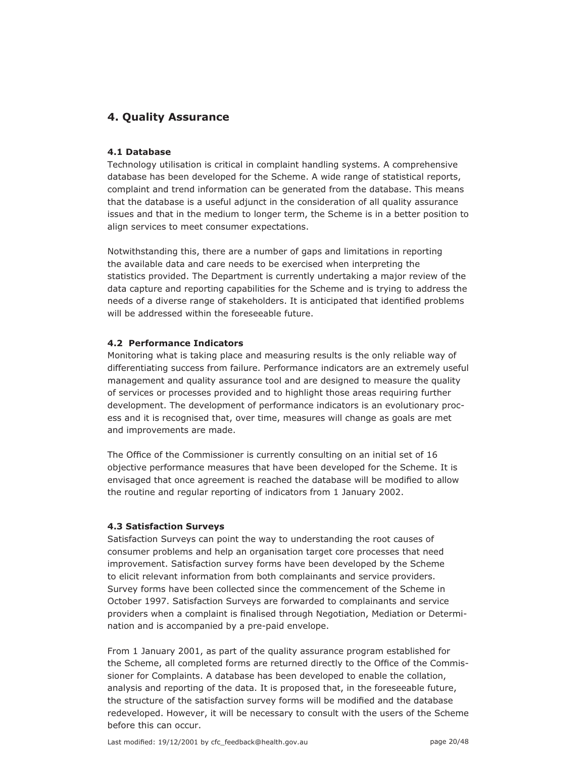## 4. Quality Assurance

### 4.1 Database

Technology utilisation is critical in complaint handling systems. A comprehensive database has been developed for the Scheme. A wide range of statistical reports, complaint and trend information can be generated from the database. This means that the database is a useful adjunct in the consideration of all quality assurance issues and that in the medium to longer term, the Scheme is in a better position to align services to meet consumer expectations.

Notwithstanding this, there are a number of gaps and limitations in reporting the available data and care needs to be exercised when interpreting the statistics provided. The Department is currently undertaking a major review of the data capture and reporting capabilities for the Scheme and is trying to address the needs of a diverse range of stakeholders. It is anticipated that identified problems will be addressed within the foreseeable future.

### 4.2 Performance Indicators

Monitoring what is taking place and measuring results is the only reliable way of differentiating success from failure. Performance indicators are an extremely useful management and quality assurance tool and are designed to measure the quality of services or processes provided and to highlight those areas requiring further development. The development of performance indicators is an evolutionary process and it is recognised that, over time, measures will change as goals are met and improvements are made.

The Office of the Commissioner is currently consulting on an initial set of 16 objective performance measures that have been developed for the Scheme. It is envisaged that once agreement is reached the database will be modified to allow the routine and regular reporting of indicators from 1 January 2002.

### 4.3 Satisfaction Surveys

Satisfaction Surveys can point the way to understanding the root causes of consumer problems and help an organisation target core processes that need improvement. Satisfaction survey forms have been developed by the Scheme to elicit relevant information from both complainants and service providers. Survey forms have been collected since the commencement of the Scheme in October 1997. Satisfaction Surveys are forwarded to complainants and service providers when a complaint is finalised through Negotiation, Mediation or Determination and is accompanied by a pre-paid envelope.

From 1 January 2001, as part of the quality assurance program established for the Scheme, all completed forms are returned directly to the Office of the Commissioner for Complaints. A database has been developed to enable the collation, analysis and reporting of the data. It is proposed that, in the foreseeable future, the structure of the satisfaction survey forms will be modified and the database redeveloped. However, it will be necessary to consult with the users of the Scheme before this can occur.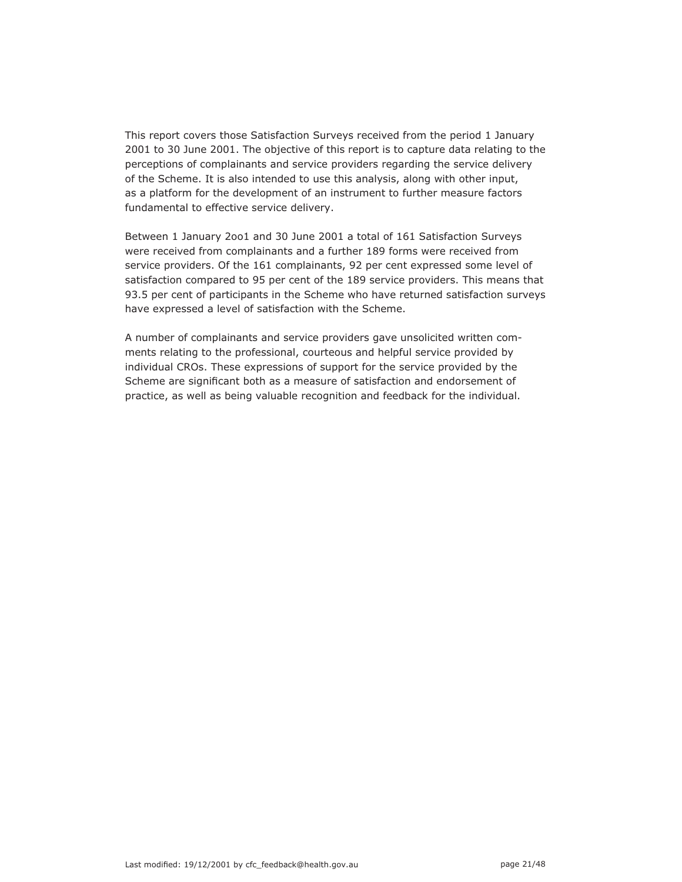This report covers those Satisfaction Surveys received from the period 1 January 2001 to 30 June 2001. The objective of this report is to capture data relating to the perceptions of complainants and service providers regarding the service delivery of the Scheme. It is also intended to use this analysis, along with other input, as a platform for the development of an instrument to further measure factors fundamental to effective service delivery.

Between 1 January 2oo1 and 30 June 2001 a total of 161 Satisfaction Surveys were received from complainants and a further 189 forms were received from service providers. Of the 161 complainants, 92 per cent expressed some level of satisfaction compared to 95 per cent of the 189 service providers. This means that 93.5 per cent of participants in the Scheme who have returned satisfaction surveys have expressed a level of satisfaction with the Scheme.

A number of complainants and service providers gave unsolicited written comments relating to the professional, courteous and helpful service provided by individual CROs. These expressions of support for the service provided by the Scheme are significant both as a measure of satisfaction and endorsement of practice, as well as being valuable recognition and feedback for the individual.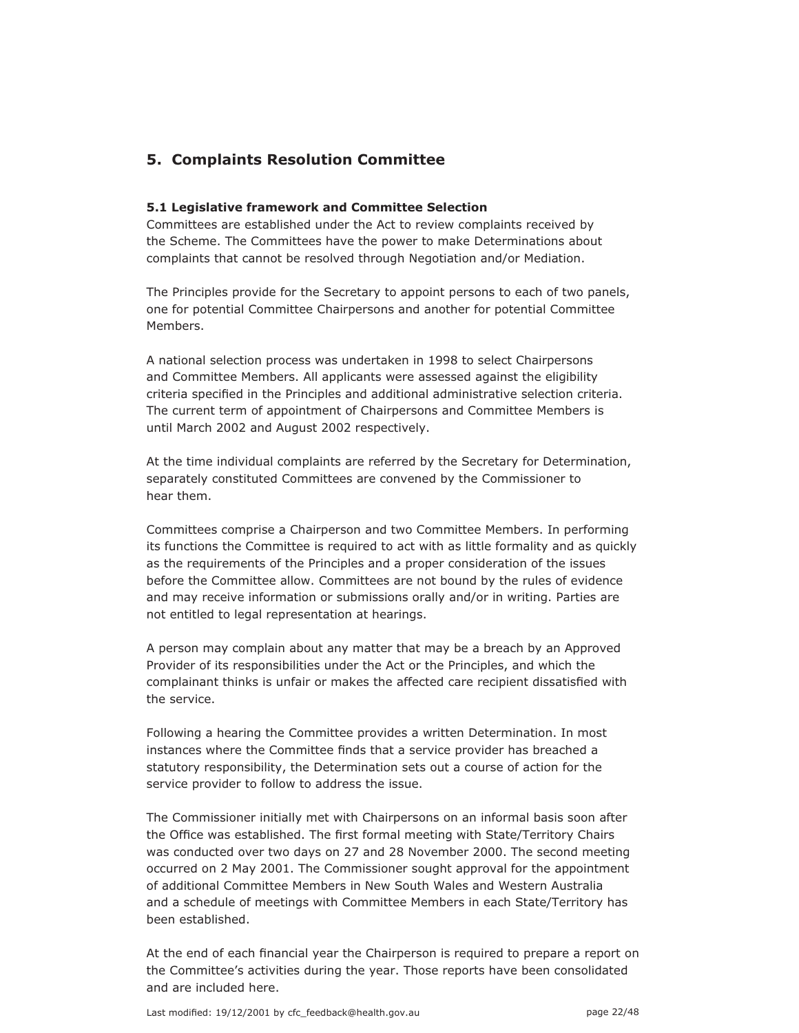## 5. Complaints Resolution Committee

### 5.1 Legislative framework and Committee Selection

Committees are established under the Act to review complaints received by the Scheme. The Committees have the power to make Determinations about complaints that cannot be resolved through Negotiation and/or Mediation.

The Principles provide for the Secretary to appoint persons to each of two panels, one for potential Committee Chairpersons and another for potential Committee Members.

A national selection process was undertaken in 1998 to select Chairpersons and Committee Members. All applicants were assessed against the eligibility criteria specified in the Principles and additional administrative selection criteria. The current term of appointment of Chairpersons and Committee Members is until March 2002 and August 2002 respectively.

At the time individual complaints are referred by the Secretary for Determination, separately constituted Committees are convened by the Commissioner to hear them.

Committees comprise a Chairperson and two Committee Members. In performing its functions the Committee is required to act with as little formality and as quickly as the requirements of the Principles and a proper consideration of the issues before the Committee allow. Committees are not bound by the rules of evidence and may receive information or submissions orally and/or in writing. Parties are not entitled to legal representation at hearings.

A person may complain about any matter that may be a breach by an Approved Provider of its responsibilities under the Act or the Principles, and which the complainant thinks is unfair or makes the affected care recipient dissatisfied with the service.

Following a hearing the Committee provides a written Determination. In most instances where the Committee finds that a service provider has breached a statutory responsibility, the Determination sets out a course of action for the service provider to follow to address the issue.

The Commissioner initially met with Chairpersons on an informal basis soon after the Office was established. The first formal meeting with State/Territory Chairs was conducted over two days on 27 and 28 November 2000. The second meeting occurred on 2 May 2001. The Commissioner sought approval for the appointment of additional Committee Members in New South Wales and Western Australia and a schedule of meetings with Committee Members in each State/Territory has been established.

At the end of each financial year the Chairperson is required to prepare a report on the Committee's activities during the year. Those reports have been consolidated and are included here.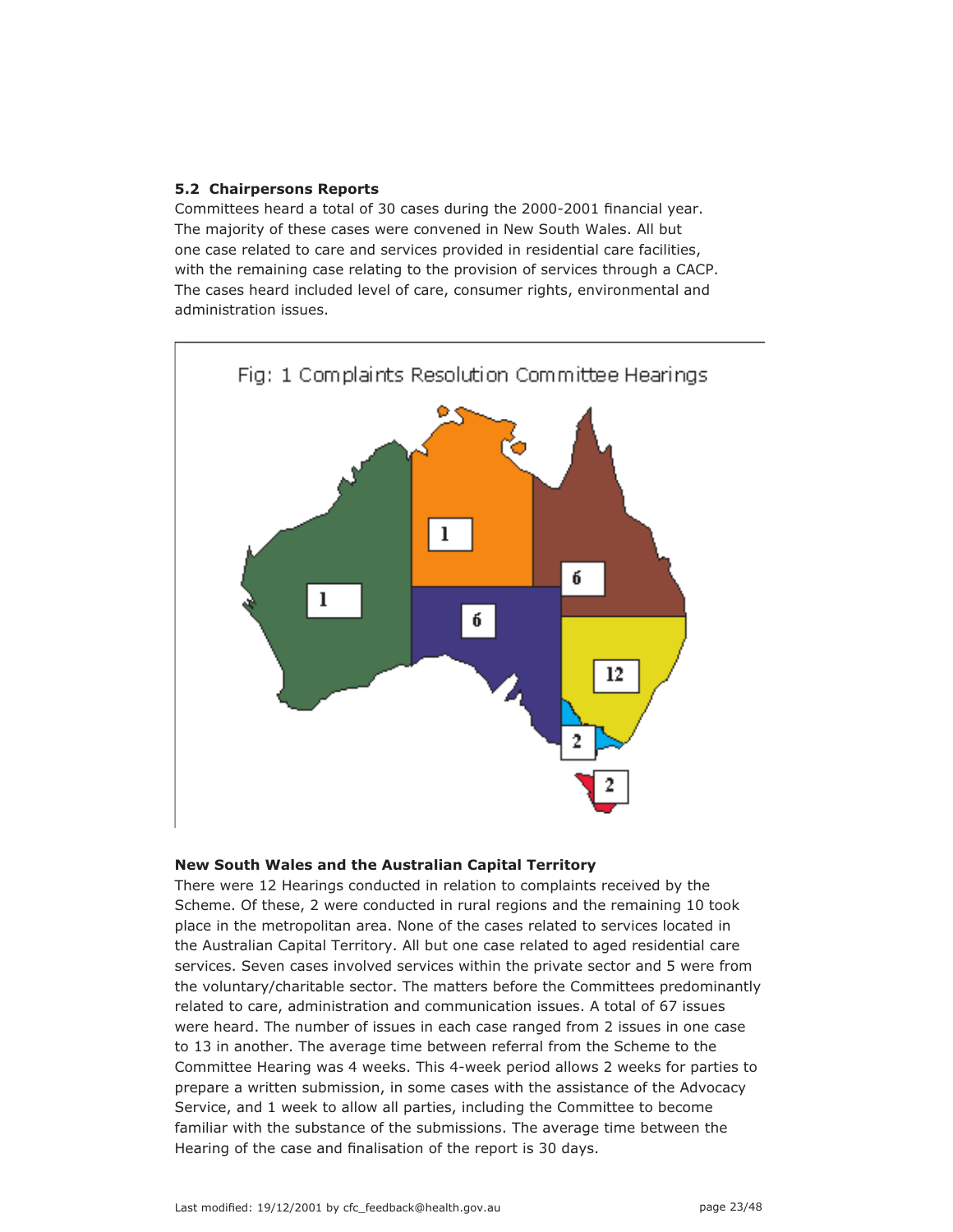### 5.2 Chairpersons Reports

Committees heard a total of 30 cases during the 2000-2001 financial year. The majority of these cases were convened in New South Wales. All but one case related to care and services provided in residential care facilities, with the remaining case relating to the provision of services through a CACP. The cases heard included level of care, consumer rights, environmental and administration issues.

Fig: 1 Complaints Resolution Committee Hearings

### New South Wales and the Australian Capital Territory

There were 12 Hearings conducted in relation to complaints received by the Scheme. Of these, 2 were conducted in rural regions and the remaining 10 took place in the metropolitan area. None of the cases related to services located in the Australian Capital Territory. All but one case related to aged residential care services. Seven cases involved services within the private sector and 5 were from the voluntary/charitable sector. The matters before the Committees predominantly related to care, administration and communication issues. A total of 67 issues were heard. The number of issues in each case ranged from 2 issues in one case to 13 in another. The average time between referral from the Scheme to the Committee Hearing was 4 weeks. This 4-week period allows 2 weeks for parties to prepare a written submission, in some cases with the assistance of the Advocacy Service, and 1 week to allow all parties, including the Committee to become familiar with the substance of the submissions. The average time between the Hearing of the case and finalisation of the report is 30 days.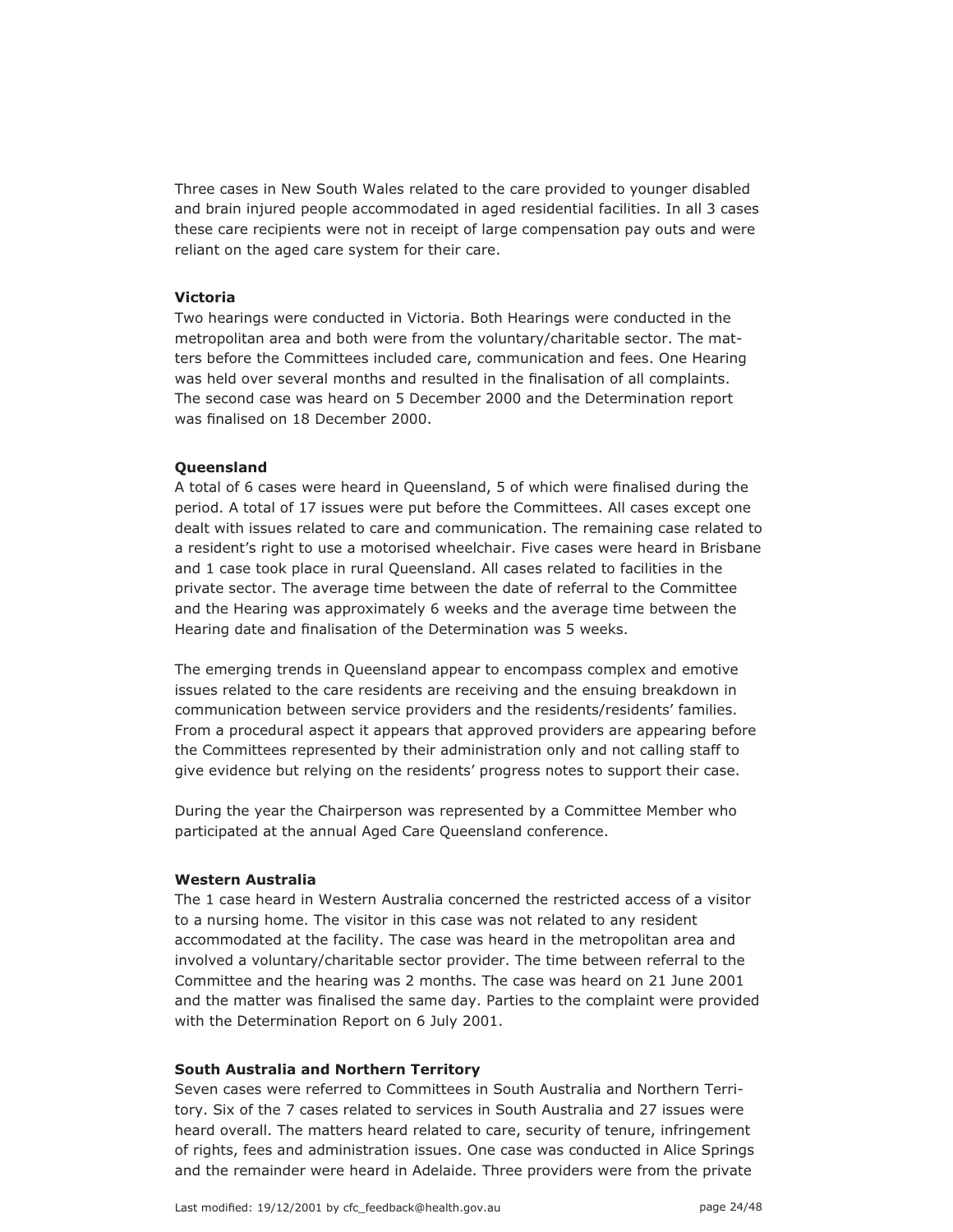Three cases in New South Wales related to the care provided to younger disabled and brain injured people accommodated in aged residential facilities. In all 3 cases these care recipients were not in receipt of large compensation pay outs and were reliant on the aged care system for their care.

**Victoria**

Two hearings were conducted in Victoria. Both Hearings were conducted in the metropolitan area and both were from the voluntary/charitable sector. The matters before the Committees included care, communication and fees. One Hearing was held over several months and resulted in the finalisation of all complaints. The second case was heard on 5 December 2000 and the Determination report was finalised on 18 December 2000.

**Queensland**

A total of 6 cases were heard in Queensland, 5 of which were finalised during the period. A total of 17 issues were put before the Committees. All cases except one dealt with issues related to care and communication. The remaining case related to a resident's right to use a motorised wheelchair. Five cases were heard in Brisbane and 1 case took place in rural Queensland. All cases related to facilities in the private sector. The average time between the date of referral to the Committee and the Hearing was approximately 6 weeks and the average time between the Hearing date and finalisation of the Determination was 5 weeks.

The emerging trends in Queensland appear to encompass complex and emotive issues related to the care residents are receiving and the ensuing breakdown in communication between service providers and the residents/residents' families. From a procedural aspect it appears that approved providers are appearing before the Committees represented by their administration only and not calling staff to give evidence but relying on the residents' progress notes to support their case.

During the year the Chairperson was represented by a Committee Member who participated at the annual Aged Care Queensland conference.

**Western Australia**

The 1 case heard in Western Australia concerned the restricted access of a visitor to a nursing home. The visitor in this case was not related to any resident accommodated at the facility. The case was heard in the metropolitan area and involved a voluntary/charitable sector provider. The time between referral to the Committee and the hearing was 2 months. The case was heard on 21 June 2001 and the matter was finalised the same day. Parties to the complaint were provided with the Determination Report on 6 July 2001.

**South Australia and Northern Territory**

Seven cases were referred to Committees in South Australia and Northern Territory. Six of the 7 cases related to services in South Australia and 27 issues were heard overall. The matters heard related to care, security of tenure, infringement of rights, fees and administration issues. One case was conducted in Alice Springs and the remainder were heard in Adelaide. Three providers were from the private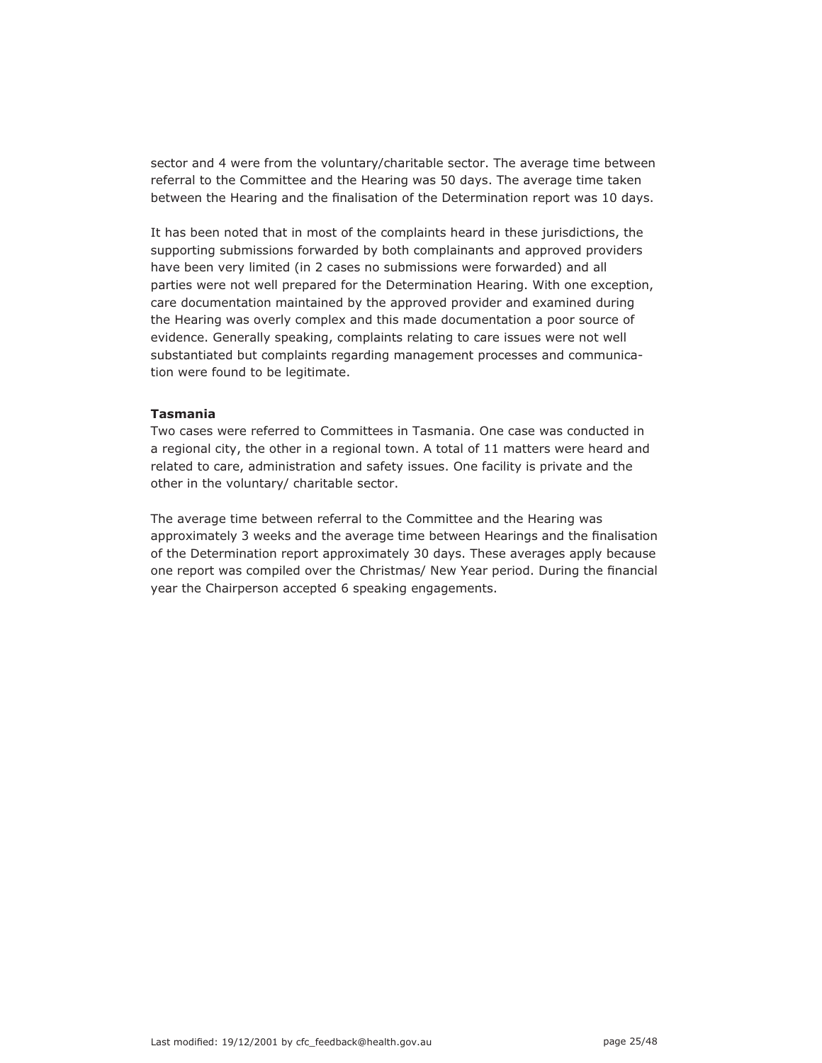sector and 4 were from the voluntary/charitable sector. The average time between referral to the Committee and the Hearing was 50 days. The average time taken between the Hearing and the finalisation of the Determination report was 10 days.

It has been noted that in most of the complaints heard in these jurisdictions, the supporting submissions forwarded by both complainants and approved providers have been very limited (in 2 cases no submissions were forwarded) and all parties were not well prepared for the Determination Hearing. With one exception, care documentation maintained by the approved provider and examined during the Hearing was overly complex and this made documentation a poor source of evidence. Generally speaking, complaints relating to care issues were not well substantiated but complaints regarding management processes and communication were found to be legitimate.

**Tasmania**

Two cases were referred to Committees in Tasmania. One case was conducted in a regional city, the other in a regional town. A total of 11 matters were heard and related to care, administration and safety issues. One facility is private and the other in the voluntary/ charitable sector.

The average time between referral to the Committee and the Hearing was approximately 3 weeks and the average time between Hearings and the finalisation of the Determination report approximately 30 days. These averages apply because one report was compiled over the Christmas/ New Year period. During the financial year the Chairperson accepted 6 speaking engagements.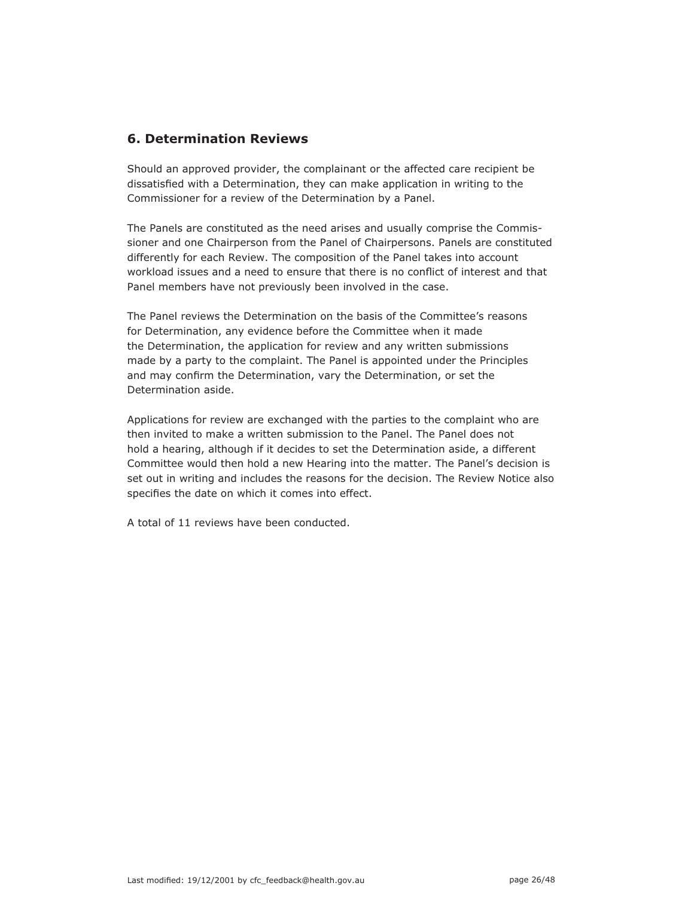## 6. Determination Reviews

Should an approved provider, the complainant or the affected care recipient be dissatisfied with a Determination, they can make application in writing to the Commissioner for a review of the Determination by a Panel.

The Panels are constituted as the need arises and usually comprise the Commissioner and one Chairperson from the Panel of Chairpersons. Panels are constituted differently for each Review. The composition of the Panel takes into account workload issues and a need to ensure that there is no conflict of interest and that Panel members have not previously been involved in the case.

The Panel reviews the Determination on the basis of the Committee's reasons for Determination, any evidence before the Committee when it made the Determination, the application for review and any written submissions made by a party to the complaint. The Panel is appointed under the Principles and may confirm the Determination, vary the Determination, or set the Determination aside.

Applications for review are exchanged with the parties to the complaint who are then invited to make a written submission to the Panel. The Panel does not hold a hearing, although if it decides to set the Determination aside, a different Committee would then hold a new Hearing into the matter. The Panel's decision is set out in writing and includes the reasons for the decision. The Review Notice also specifies the date on which it comes into effect.

A total of 11 reviews have been conducted.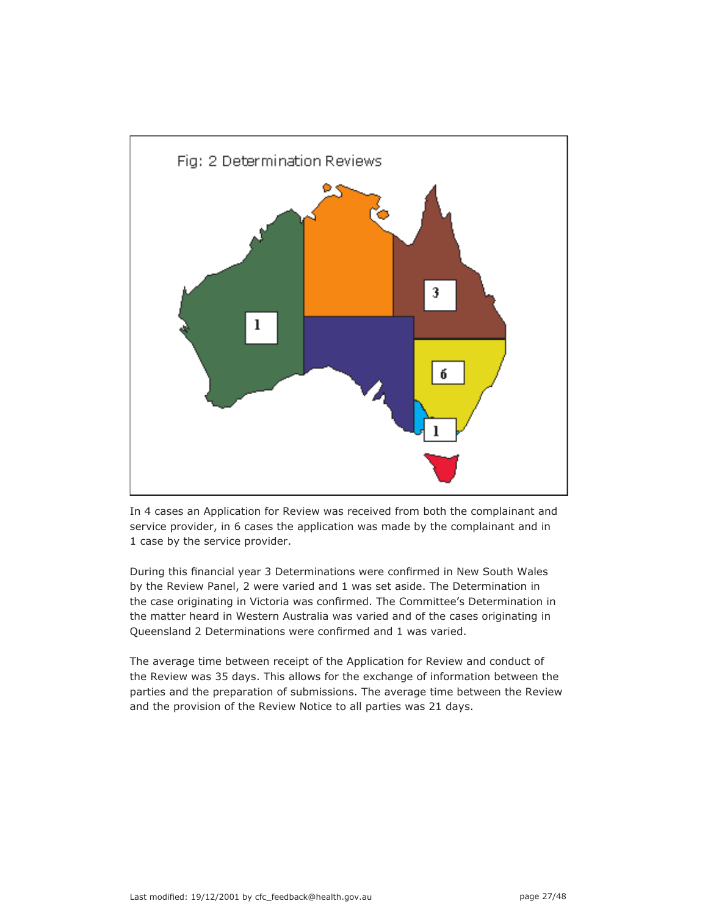Fig: 2 Determination Reviews

In 4 cases an Application for Review was received from both the complainant and service provider, in 6 cases the application was made by the complainant and in 1 case by the service provider.

During this financial year 3 Determinations were confirmed in New South Wales by the Review Panel, 2 were varied and 1 was set aside. The Determination in the case originating in Victoria was confirmed. The Committee's Determination in the matter heard in Western Australia was varied and of the cases originating in Queensland 2 Determinations were confirmed and 1 was varied.

The average time between receipt of the Application for Review and conduct of the Review was 35 days. This allows for the exchange of information between the parties and the preparation of submissions. The average time between the Review and the provision of the Review Notice to all parties was 21 days.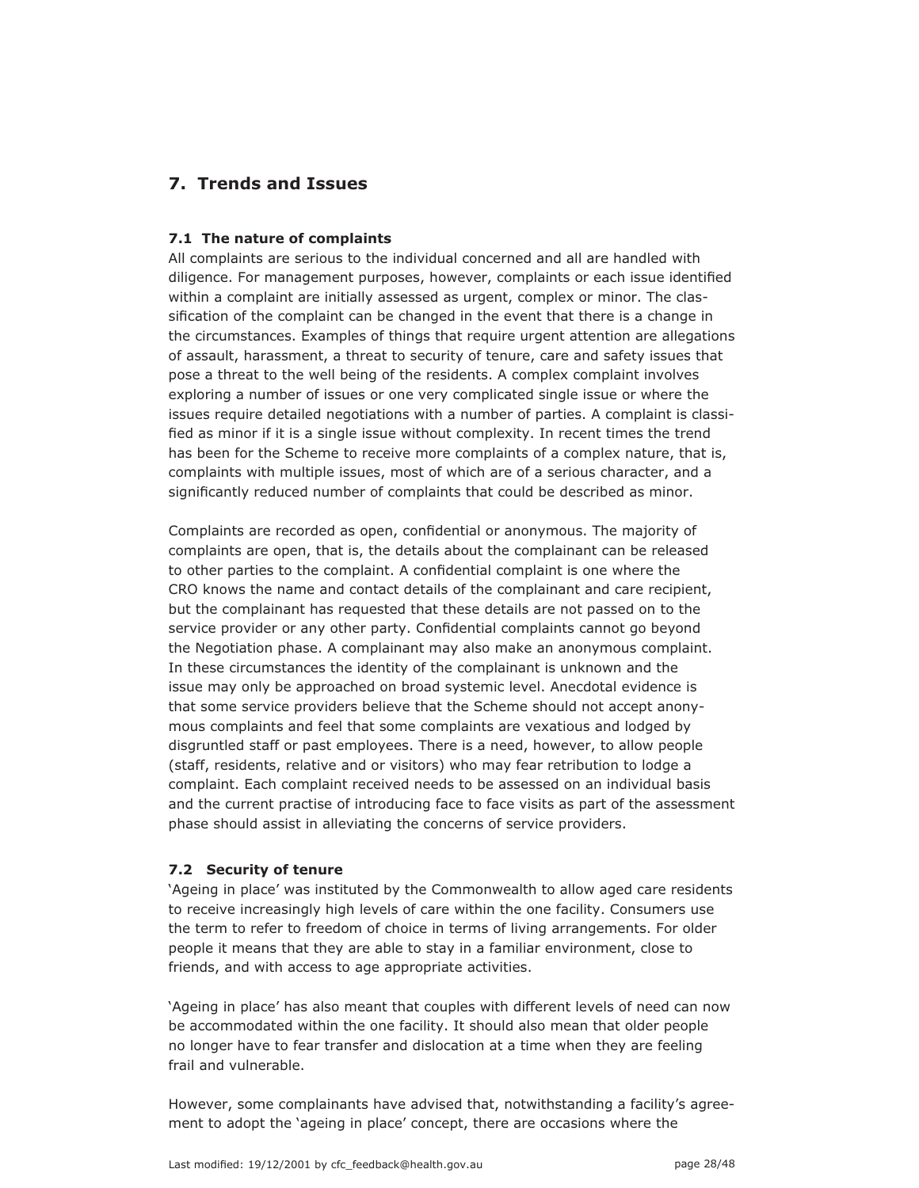## 7. Trends and Issues

### 7.1 The nature of complaints

All complaints are serious to the individual concerned and all are handled with diligence. For management purposes, however, complaints or each issue identified within a complaint are initially assessed as urgent, complex or minor. The classification of the complaint can be changed in the event that there is a change in the circumstances. Examples of things that require urgent attention are allegations of assault, harassment, a threat to security of tenure, care and safety issues that pose a threat to the well being of the residents. A complex complaint involves exploring a number of issues or one very complicated single issue or where the issues require detailed negotiations with a number of parties. A complaint is classified as minor if it is a single issue without complexity. In recent times the trend has been for the Scheme to receive more complaints of a complex nature, that is, complaints with multiple issues, most of which are of a serious character, and a significantly reduced number of complaints that could be described as minor.

Complaints are recorded as open, confidential or anonymous. The majority of complaints are open, that is, the details about the complainant can be released to other parties to the complaint. A confidential complaint is one where the CRO knows the name and contact details of the complainant and care recipient, but the complainant has requested that these details are not passed on to the service provider or any other party. Confidential complaints cannot go beyond the Negotiation phase. A complainant may also make an anonymous complaint. In these circumstances the identity of the complainant is unknown and the issue may only be approached on broad systemic level. Anecdotal evidence is that some service providers believe that the Scheme should not accept anonymous complaints and feel that some complaints are vexatious and lodged by disgruntled staff or past employees. There is a need, however, to allow people (staff, residents, relative and or visitors) who may fear retribution to lodge a complaint. Each complaint received needs to be assessed on an individual basis and the current practise of introducing face to face visits as part of the assessment phase should assist in alleviating the concerns of service providers.

### 7.2 Security of tenure

'Ageing in place' was instituted by the Commonwealth to allow aged care residents to receive increasingly high levels of care within the one facility. Consumers use the term to refer to freedom of choice in terms of living arrangements. For older people it means that they are able to stay in a familiar environment, close to friends, and with access to age appropriate activities.

'Ageing in place' has also meant that couples with different levels of need can now be accommodated within the one facility. It should also mean that older people no longer have to fear transfer and dislocation at a time when they are feeling frail and vulnerable.

However, some complainants have advised that, notwithstanding a facility's agreement to adopt the 'ageing in place' concept, there are occasions where the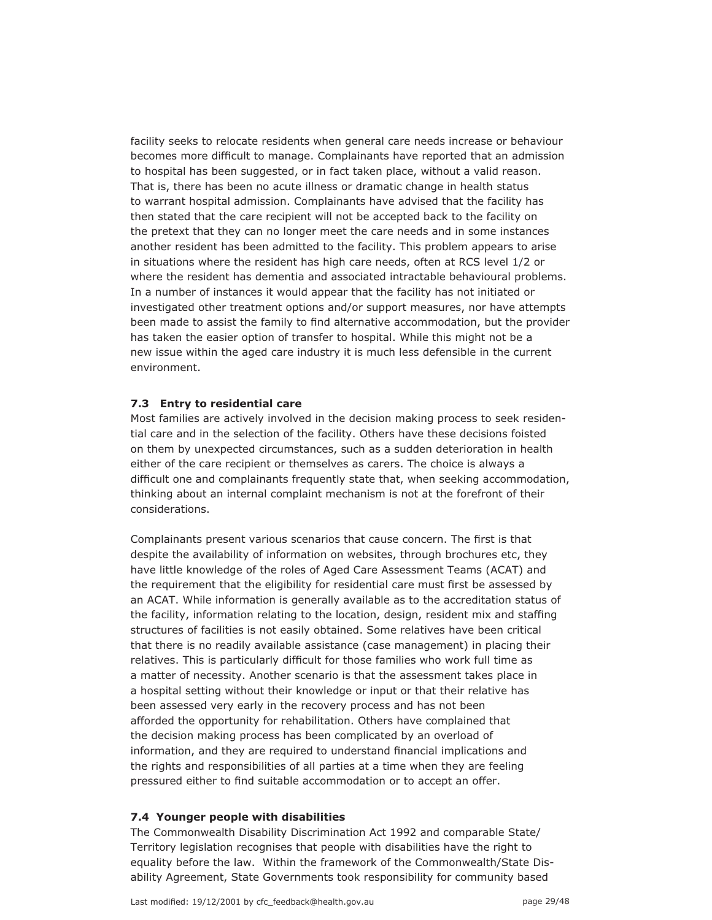facility seeks to relocate residents when general care needs increase or behaviour becomes more difficult to manage. Complainants have reported that an admission to hospital has been suggested, or in fact taken place, without a valid reason. That is, there has been no acute illness or dramatic change in health status to warrant hospital admission. Complainants have advised that the facility has then stated that the care recipient will not be accepted back to the facility on the pretext that they can no longer meet the care needs and in some instances another resident has been admitted to the facility. This problem appears to arise in situations where the resident has high care needs, often at RCS level 1/2 or where the resident has dementia and associated intractable behavioural problems. In a number of instances it would appear that the facility has not initiated or investigated other treatment options and/or support measures, nor have attempts been made to assist the family to find alternative accommodation, but the provider has taken the easier option of transfer to hospital. While this might not be a new issue within the aged care industry it is much less defensible in the current environment.

### 7.3 Entry to residential care

Most families are actively involved in the decision making process to seek residential care and in the selection of the facility. Others have these decisions foisted on them by unexpected circumstances, such as a sudden deterioration in health either of the care recipient or themselves as carers. The choice is always a difficult one and complainants frequently state that, when seeking accommodation, thinking about an internal complaint mechanism is not at the forefront of their considerations.

Complainants present various scenarios that cause concern. The first is that despite the availability of information on websites, through brochures etc, they have little knowledge of the roles of Aged Care Assessment Teams (ACAT) and the requirement that the eligibility for residential care must first be assessed by an ACAT. While information is generally available as to the accreditation status of the facility, information relating to the location, design, resident mix and staffing structures of facilities is not easily obtained. Some relatives have been critical that there is no readily available assistance (case management) in placing their relatives. This is particularly difficult for those families who work full time as a matter of necessity. Another scenario is that the assessment takes place in a hospital setting without their knowledge or input or that their relative has been assessed very early in the recovery process and has not been afforded the opportunity for rehabilitation. Others have complained that the decision making process has been complicated by an overload of information, and they are required to understand financial implications and the rights and responsibilities of all parties at a time when they are feeling pressured either to find suitable accommodation or to accept an offer.

### 7.4 Younger people with disabilities

The Commonwealth Disability Discrimination Act 1992 and comparable State/Territory legislation recognises that people with disabilities have the right to equality before the law. Within the framework of the Commonwealth/State Disability Agreement, State Governments took responsibility for community based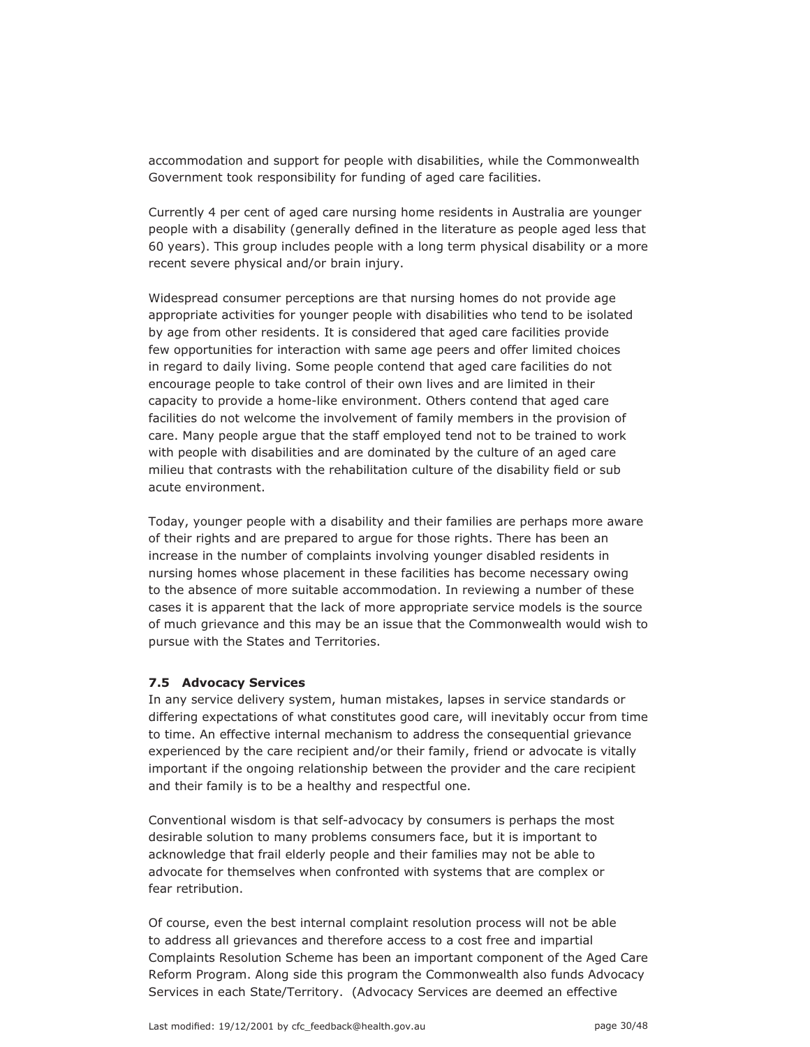accommodation and support for people with disabilities, while the Commonwealth Government took responsibility for funding of aged care facilities.

Currently 4 per cent of aged care nursing home residents in Australia are younger people with a disability (generally defined in the literature as people aged less that 60 years). This group includes people with a long term physical disability or a more recent severe physical and/or brain injury.

Widespread consumer perceptions are that nursing homes do not provide age appropriate activities for younger people with disabilities who tend to be isolated by age from other residents. It is considered that aged care facilities provide few opportunities for interaction with same age peers and offer limited choices in regard to daily living. Some people contend that aged care facilities do not encourage people to take control of their own lives and are limited in their capacity to provide a home-like environment. Others contend that aged care facilities do not welcome the involvement of family members in the provision of care. Many people argue that the staff employed tend not to be trained to work with people with disabilities and are dominated by the culture of an aged care milieu that contrasts with the rehabilitation culture of the disability field or sub acute environment.

Today, younger people with a disability and their families are perhaps more aware of their rights and are prepared to argue for those rights. There has been an increase in the number of complaints involving younger disabled residents in nursing homes whose placement in these facilities has become necessary owing to the absence of more suitable accommodation. In reviewing a number of these cases it is apparent that the lack of more appropriate service models is the source of much grievance and this may be an issue that the Commonwealth would wish to pursue with the States and Territories.

### 7.5 Advocacy Services

In any service delivery system, human mistakes, lapses in service standards or differing expectations of what constitutes good care, will inevitably occur from time to time. An effective internal mechanism to address the consequential grievance experienced by the care recipient and/or their family, friend or advocate is vitally important if the ongoing relationship between the provider and the care recipient and their family is to be a healthy and respectful one.

Conventional wisdom is that self-advocacy by consumers is perhaps the most desirable solution to many problems consumers face, but it is important to acknowledge that frail elderly people and their families may not be able to advocate for themselves when confronted with systems that are complex or fear retribution.

Of course, even the best internal complaint resolution process will not be able to address all grievances and therefore access to a cost free and impartial Complaints Resolution Scheme has been an important component of the Aged Care Reform Program. Along side this program the Commonwealth also funds Advocacy Services in each State/Territory. (Advocacy Services are deemed an effective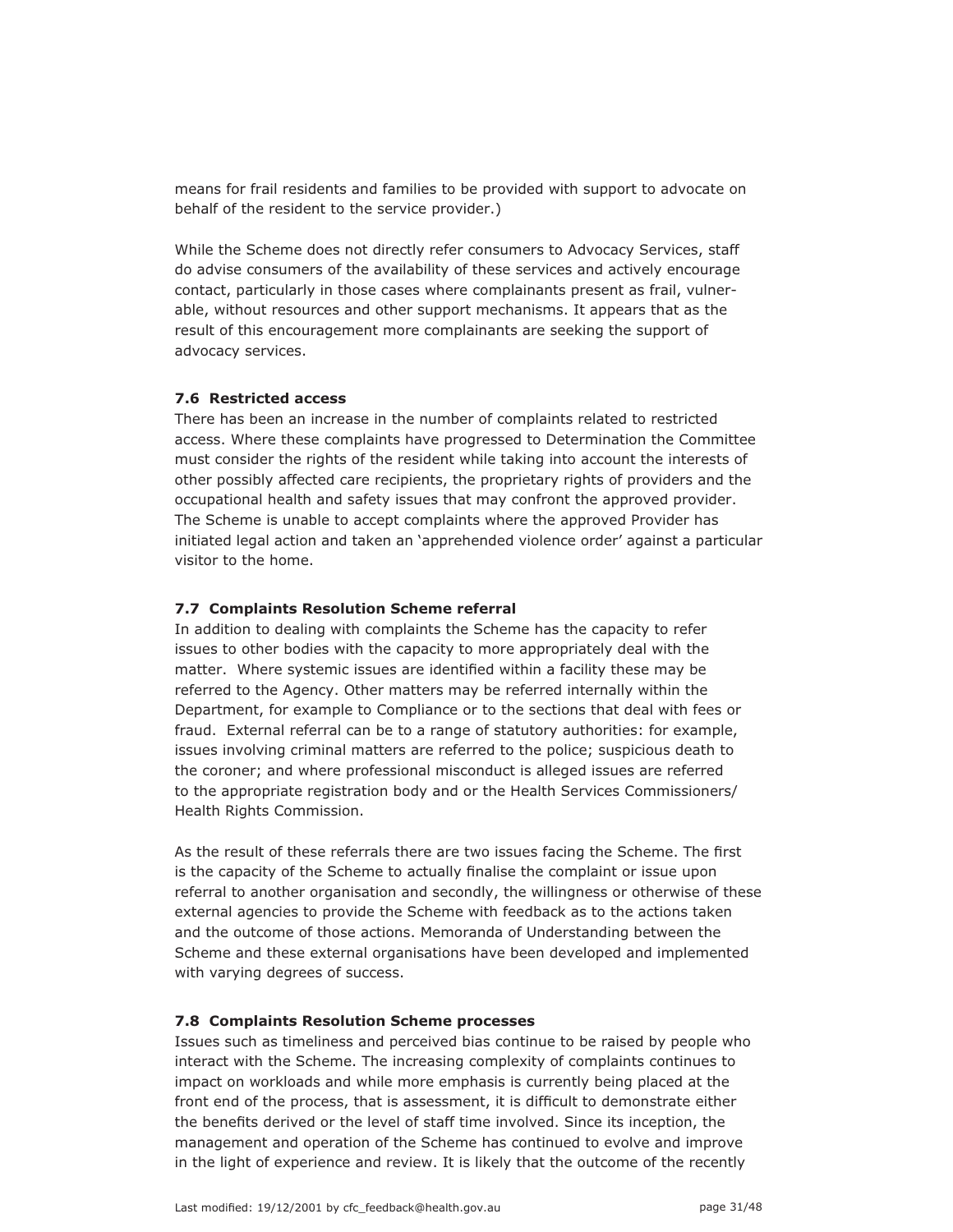means for frail residents and families to be provided with support to advocate on behalf of the resident to the service provider.)

While the Scheme does not directly refer consumers to Advocacy Services, staff do advise consumers of the availability of these services and actively encourage contact, particularly in those cases where complainants present as frail, vulnerable, without resources and other support mechanisms. It appears that as the result of this encouragement more complainants are seeking the support of advocacy services.

### 7.6 Restricted access

There has been an increase in the number of complaints related to restricted access. Where these complaints have progressed to Determination the Committee must consider the rights of the resident while taking into account the interests of other possibly affected care recipients, the proprietary rights of providers and the occupational health and safety issues that may confront the approved provider. The Scheme is unable to accept complaints where the approved Provider has initiated legal action and taken an 'apprehended violence order' against a particular visitor to the home.

### 7.7 Complaints Resolution Scheme referral

In addition to dealing with complaints the Scheme has the capacity to refer issues to other bodies with the capacity to more appropriately deal with the matter. Where systemic issues are identified within a facility these may be referred to the Agency. Other matters may be referred internally within the Department, for example to Compliance or to the sections that deal with fees or fraud. External referral can be to a range of statutory authorities: for example, issues involving criminal matters are referred to the police; suspicious death to the coroner; and where professional misconduct is alleged issues are referred to the appropriate registration body and or the Health Services Commissioners/ Health Rights Commission.

As the result of these referrals there are two issues facing the Scheme. The first is the capacity of the Scheme to actually finalise the complaint or issue upon referral to another organisation and secondly, the willingness or otherwise of these external agencies to provide the Scheme with feedback as to the actions taken and the outcome of those actions. Memoranda of Understanding between the Scheme and these external organisations have been developed and implemented with varying degrees of success.

### 7.8 Complaints Resolution Scheme processes

Issues such as timeliness and perceived bias continue to be raised by people who interact with the Scheme. The increasing complexity of complaints continues to impact on workloads and while more emphasis is currently being placed at the front end of the process, that is assessment, it is difficult to demonstrate either the benefits derived or the level of staff time involved. Since its inception, the management and operation of the Scheme has continued to evolve and improve in the light of experience and review. It is likely that the outcome of the recently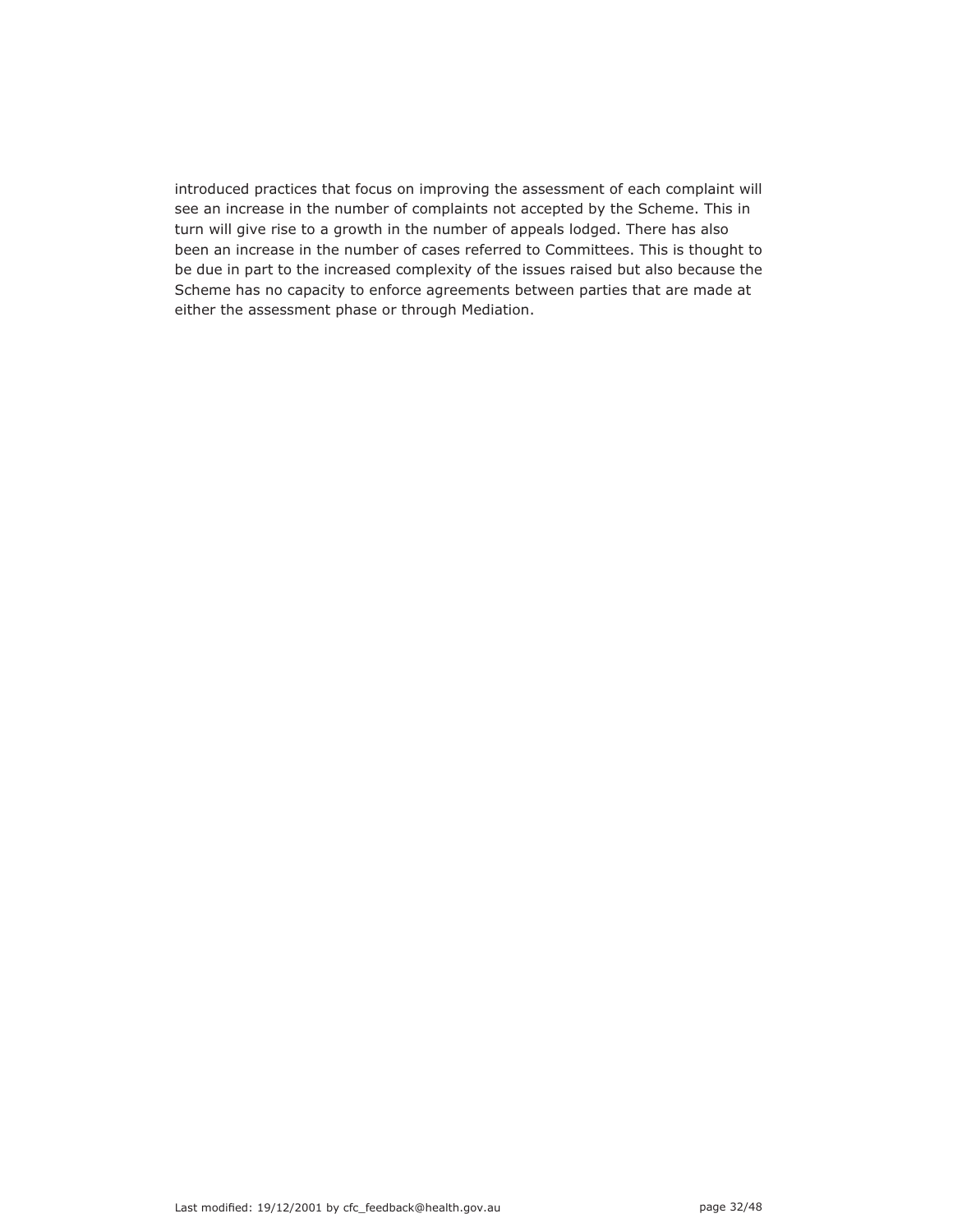introduced practices that focus on improving the assessment of each complaint will see an increase in the number of complaints not accepted by the Scheme. This in turn will give rise to a growth in the number of appeals lodged. There has also been an increase in the number of cases referred to Committees. This is thought to be due in part to the increased complexity of the issues raised but also because the Scheme has no capacity to enforce agreements between parties that are made at either the assessment phase or through Mediation.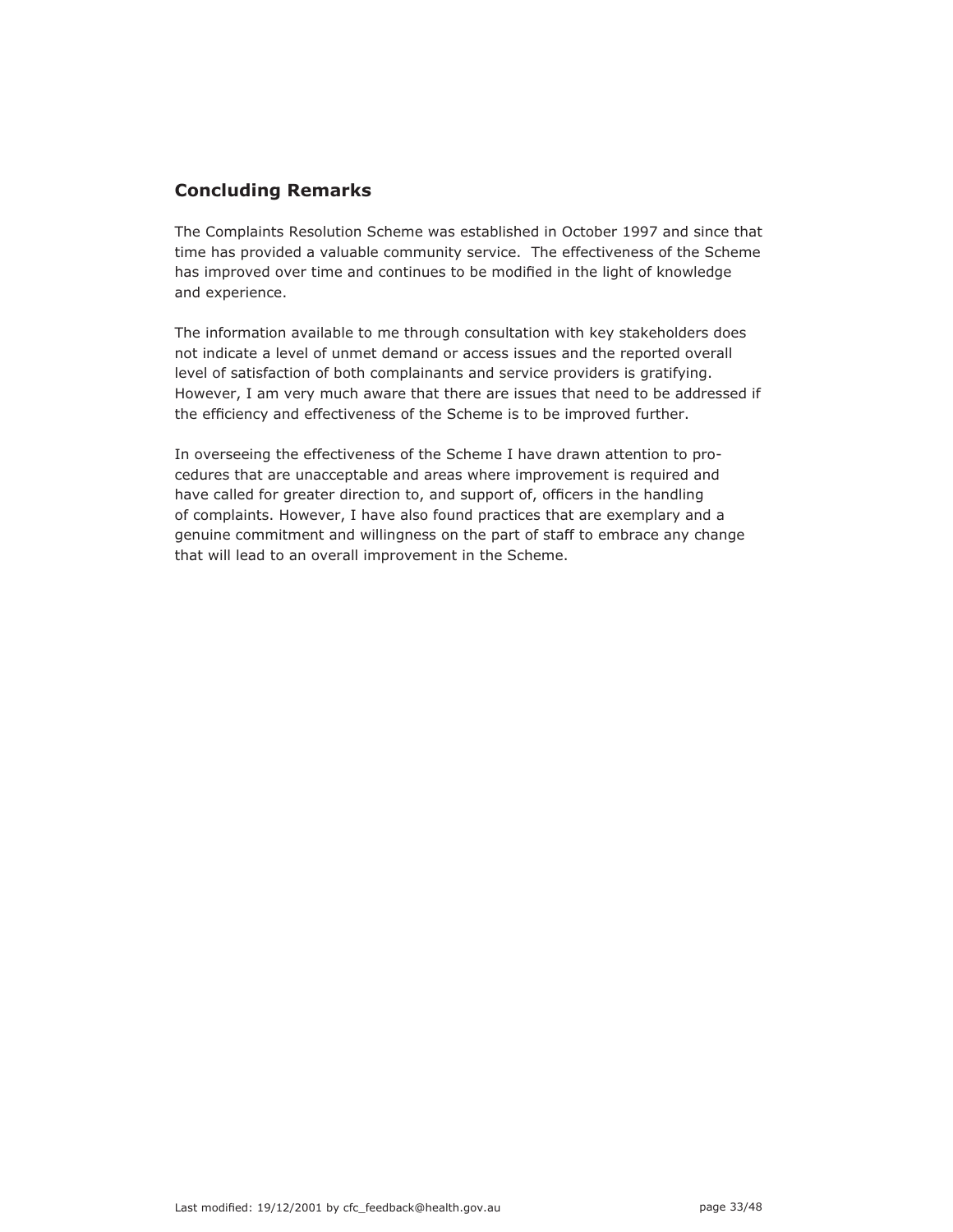## Concluding Remarks

The Complaints Resolution Scheme was established in October 1997 and since that time has provided a valuable community service. The effectiveness of the Scheme has improved over time and continues to be modified in the light of knowledge and experience.

The information available to me through consultation with key stakeholders does not indicate a level of unmet demand or access issues and the reported overall level of satisfaction of both complainants and service providers is gratifying. However, I am very much aware that there are issues that need to be addressed if the efficiency and effectiveness of the Scheme is to be improved further.

In overseeing the effectiveness of the Scheme I have drawn attention to procedures that are unacceptable and areas where improvement is required and have called for greater direction to, and support of, officers in the handling of complaints. However, I have also found practices that are exemplary and a genuine commitment and willingness on the part of staff to embrace any change that will lead to an overall improvement in the Scheme.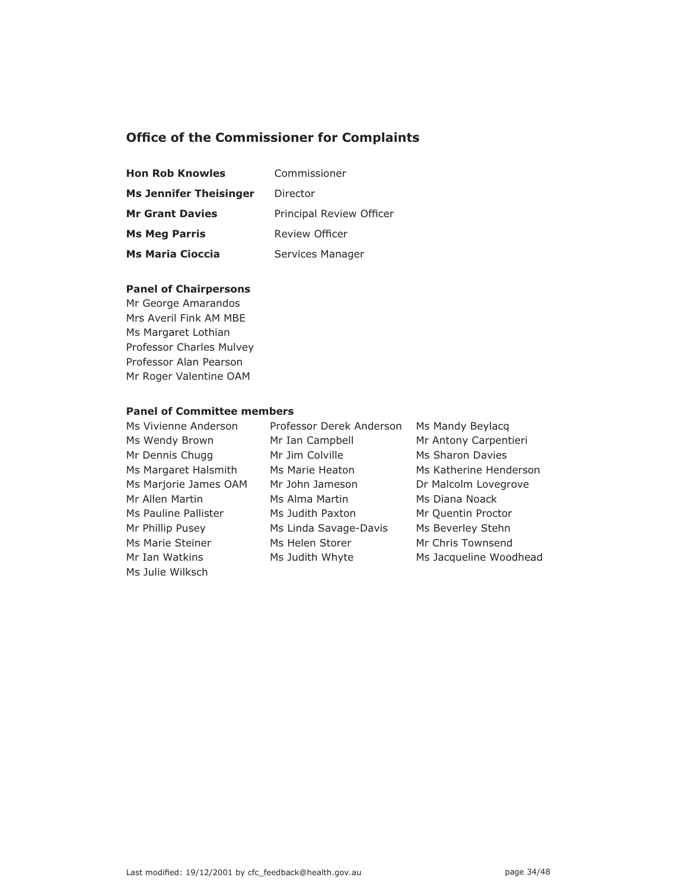## Office of the Commissioner for Complaints

| | |
|---|---|
| **Hon Rob Knowles** | Commissioner |
| **Ms Jennifer Theisinger** | Director |
| **Mr Grant Davies** | Principal Review Officer |
| **Ms Meg Parris** | Review Officer |
| **Ms Maria Cioccia** | Services Manager |

### Panel of Chairpersons

Mr George Amarandos
Mrs Averil Fink AM MBE
Ms Margaret Lothian
Professor Charles Mulvey
Professor Alan Pearson
Mr Roger Valentine OAM

### Panel of Committee members

Ms Vivienne Anderson
Professor Derek Anderson
Ms Mandy Beylacq
Ms Wendy Brown
Mr Ian Campbell
Mr Antony Carpentieri
Mr Dennis Chugg
Mr Jim Colville
Ms Sharon Davies
Ms Margaret Halsmith
Ms Marie Heaton
Ms Katherine Henderson
Ms Marjorie James OAM
Mr John Jameson
Dr Malcolm Lovegrove
Mr Allen Martin
Ms Alma Martin
Ms Diana Noack
Ms Pauline Pallister
Ms Judith Paxton
Mr Quentin Proctor
Mr Phillip Pusey
Ms Linda Savage-Davis
Ms Beverley Stehn
Ms Marie Steiner
Ms Helen Storer
Mr Chris Townsend
Mr Ian Watkins
Ms Judith Whyte
Ms Jacqueline Woodhead
Ms Julie Wilksch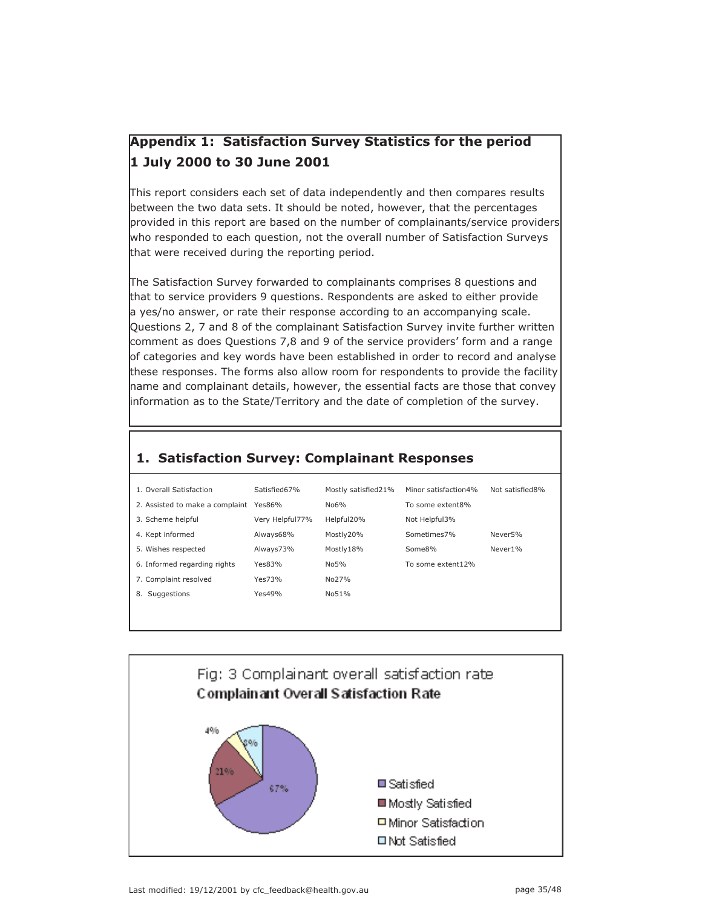## Appendix 1: Satisfaction Survey Statistics for the period 1 July 2000 to 30 June 2001

This report considers each set of data independently and then compares results between the two data sets. It should be noted, however, that the percentages provided in this report are based on the number of complainants/service providers who responded to each question, not the overall number of Satisfaction Surveys that were received during the reporting period.

The Satisfaction Survey forwarded to complainants comprises 8 questions and that to service providers 9 questions. Respondents are asked to either provide a yes/no answer, or rate their response according to an accompanying scale. Questions 2, 7 and 8 of the complainant Satisfaction Survey invite further written comment as does Questions 7,8 and 9 of the service providers' form and a range of categories and key words have been established in order to record and analyse these responses. The forms also allow room for respondents to provide the facility name and complainant details, however, the essential facts are those that convey information as to the State/Territory and the date of completion of the survey.

### 1. Satisfaction Survey: Complainant Responses

| | | | | |
|---|---|---|---|---|
| 1. Overall Satisfaction | Satisfied67% | Mostly satisfied21% | Minor satisfaction4% | Not satisfied8% |
| 2. Assisted to make a complaint | Yes86% | No6% | To some extent8% | |
| 3. Scheme helpful | Very Helpful77% | Helpful20% | Not Helpful3% | |
| 4. Kept informed | Always68% | Mostly20% | Sometimes7% | Never5% |
| 5. Wishes respected | Always73% | Mostly18% | Some8% | Never1% |
| 6. Informed regarding rights | Yes83% | No5% | To some extent12% | |
| 7. Complaint resolved | Yes73% | No27% | | |
| 8. Suggestions | Yes49% | No51% | | |

Fig: 3 Complainant overall satisfaction rate

**Complainant Overall Satisfaction Rate**

| Category | Percentage |
|---|---|
| Satisfied | 67% |
| Mostly Satisfied | 21% |
| Minor Satisfaction | 4% |
| Not Satisfied | 8% |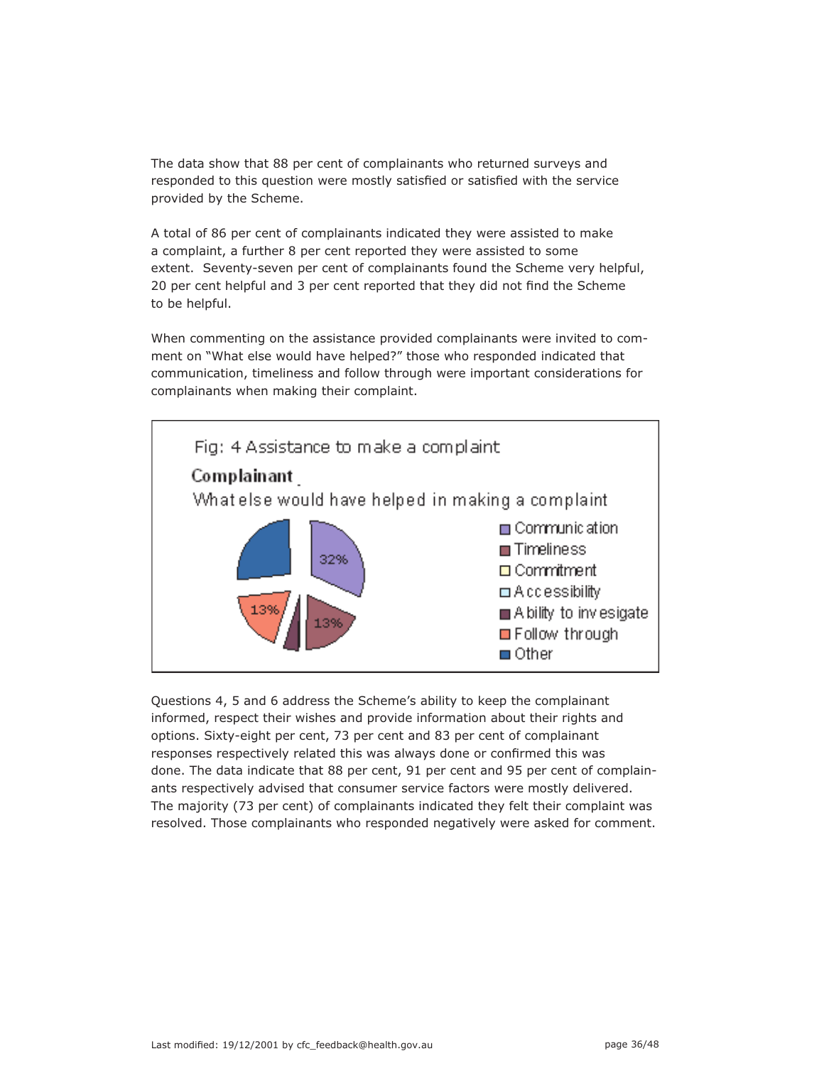The data show that 88 per cent of complainants who returned surveys and responded to this question were mostly satisfied or satisfied with the service provided by the Scheme.

A total of 86 per cent of complainants indicated they were assisted to make a complaint, a further 8 per cent reported they were assisted to some extent. Seventy-seven per cent of complainants found the Scheme very helpful, 20 per cent helpful and 3 per cent reported that they did not find the Scheme to be helpful.

When commenting on the assistance provided complainants were invited to comment on "What else would have helped?" those who responded indicated that communication, timeliness and follow through were important considerations for complainants when making their complaint.

Fig: 4 Assistance to make a complaint

**Complainant**

What else would have helped in making a complaint

- Communication: 32%
- Timeliness: 13%
- Commitment
- Accessibility
- Ability to invesigate
- Follow through: 13%
- Other

Questions 4, 5 and 6 address the Scheme's ability to keep the complainant informed, respect their wishes and provide information about their rights and options. Sixty-eight per cent, 73 per cent and 83 per cent of complainant responses respectively related this was always done or confirmed this was done. The data indicate that 88 per cent, 91 per cent and 95 per cent of complainants respectively advised that consumer service factors were mostly delivered. The majority (73 per cent) of complainants indicated they felt their complaint was resolved. Those complainants who responded negatively were asked for comment.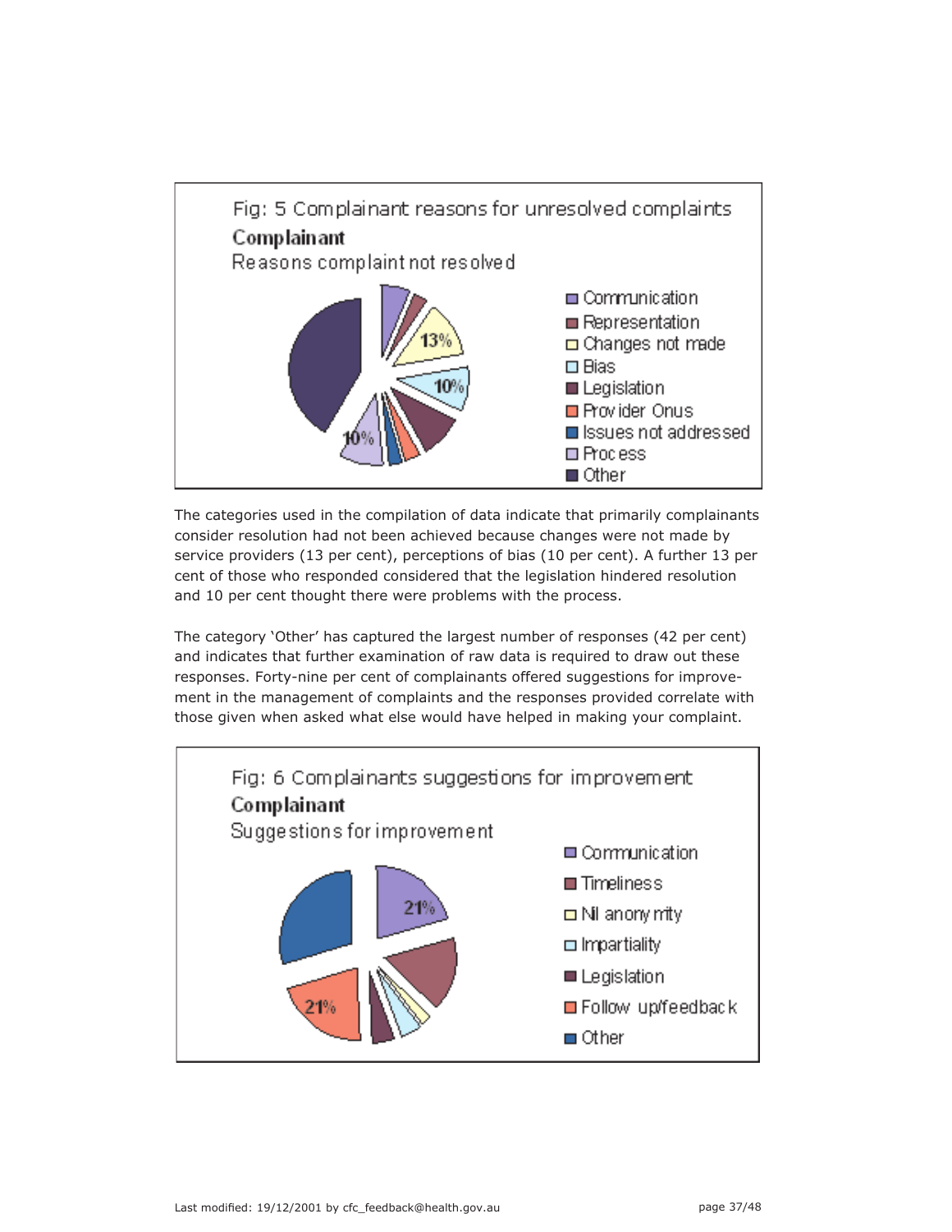Fig: 5 Complainant reasons for unresolved complaints

**Complainant**

Reasons complaint not resolved

- Communication
- Representation
- Changes not made (13%)
- Bias (10%)
- Legislation
- Provider Onus
- Issues not addressed
- Process (10%)
- Other

The categories used in the compilation of data indicate that primarily complainants consider resolution had not been achieved because changes were not made by service providers (13 per cent), perceptions of bias (10 per cent). A further 13 per cent of those who responded considered that the legislation hindered resolution and 10 per cent thought there were problems with the process.

The category 'Other' has captured the largest number of responses (42 per cent) and indicates that further examination of raw data is required to draw out these responses. Forty-nine per cent of complainants offered suggestions for improvement in the management of complaints and the responses provided correlate with those given when asked what else would have helped in making your complaint.

Fig: 6 Complainants suggestions for improvement

**Complainant**

Suggestions for improvement

- Communication (21%)
- Timeliness
- Nil anonymity
- Impartiality
- Legislation
- Follow up/feedback (21%)
- Other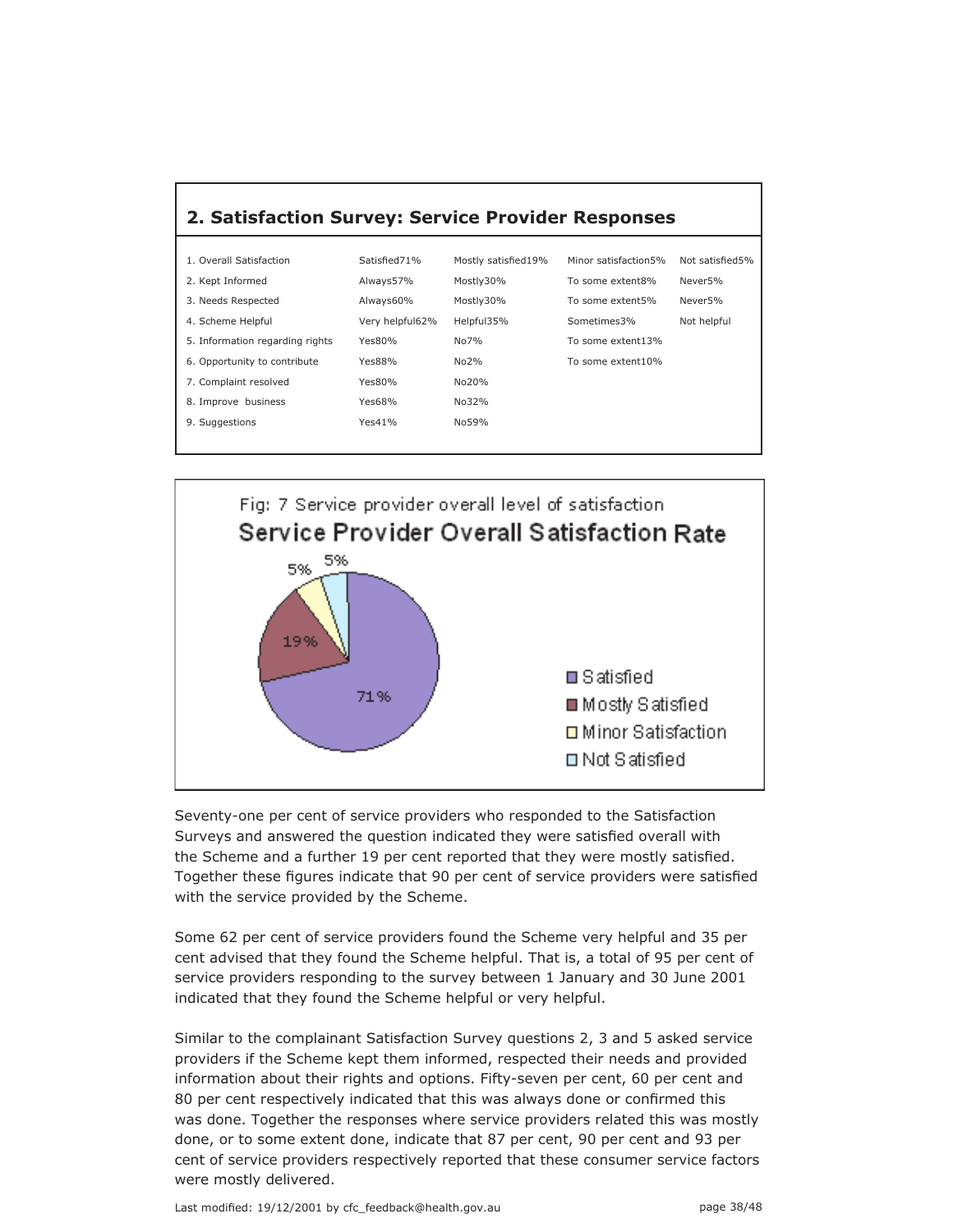## 2. Satisfaction Survey: Service Provider Responses

| | | | | |
|---|---|---|---|---|
| 1. Overall Satisfaction | Satisfied71% | Mostly satisfied19% | Minor satisfaction5% | Not satisfied5% |
| 2. Kept Informed | Always57% | Mostly30% | To some extent8% | Never5% |
| 3. Needs Respected | Always60% | Mostly30% | To some extent5% | Never5% |
| 4. Scheme Helpful | Very helpful62% | Helpful35% | Sometimes3% | Not helpful |
| 5. Information regarding rights | Yes80% | No7% | To some extent13% | |
| 6. Opportunity to contribute | Yes88% | No2% | To some extent10% | |
| 7. Complaint resolved | Yes80% | No20% | | |
| 8. Improve business | Yes68% | No32% | | |
| 9. Suggestions | Yes41% | No59% | | |

Fig: 7 Service provider overall level of satisfaction

**Service Provider Overall Satisfaction Rate**

| Category | Percentage |
|---|---|
| Satisfied | 71% |
| Mostly Satisfied | 19% |
| Minor Satisfaction | 5% |
| Not Satisfied | 5% |

Seventy-one per cent of service providers who responded to the Satisfaction Surveys and answered the question indicated they were satisfied overall with the Scheme and a further 19 per cent reported that they were mostly satisfied. Together these figures indicate that 90 per cent of service providers were satisfied with the service provided by the Scheme.

Some 62 per cent of service providers found the Scheme very helpful and 35 per cent advised that they found the Scheme helpful. That is, a total of 95 per cent of service providers responding to the survey between 1 January and 30 June 2001 indicated that they found the Scheme helpful or very helpful.

Similar to the complainant Satisfaction Survey questions 2, 3 and 5 asked service providers if the Scheme kept them informed, respected their needs and provided information about their rights and options. Fifty-seven per cent, 60 per cent and 80 per cent respectively indicated that this was always done or confirmed this was done. Together the responses where service providers related this was mostly done, or to some extent done, indicate that 87 per cent, 90 per cent and 93 per cent of service providers respectively reported that these consumer service factors were mostly delivered.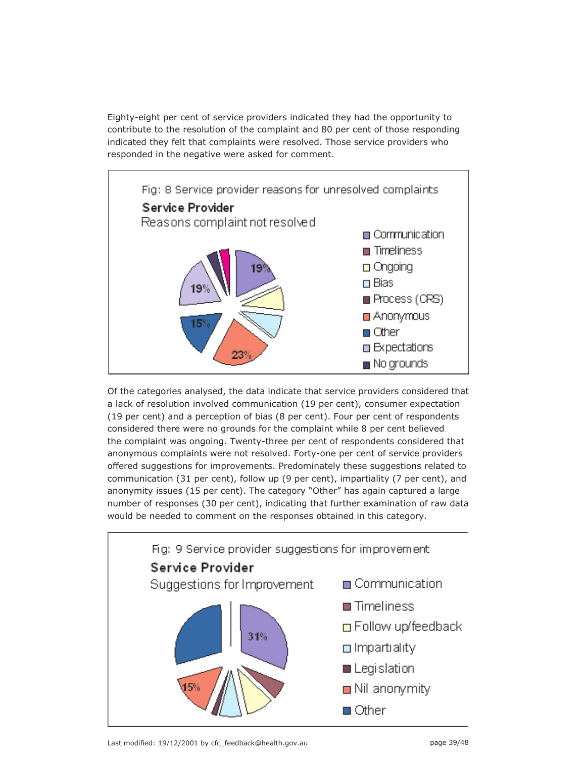Eighty-eight per cent of service providers indicated they had the opportunity to contribute to the resolution of the complaint and 80 per cent of those responding indicated they felt that complaints were resolved. Those service providers who responded in the negative were asked for comment.

Fig: 8 Service provider reasons for unresolved complaints

**Service Provider**

Reasons complaint not resolved

- Communication
- Timeliness
- Ongoing
- Bias
- Process (CRS)
- Anonymous
- Other
- Expectations
- No grounds

Of the categories analysed, the data indicate that service providers considered that a lack of resolution involved communication (19 per cent), consumer expectation (19 per cent) and a perception of bias (8 per cent). Four per cent of respondents considered there were no grounds for the complaint while 8 per cent believed the complaint was ongoing. Twenty-three per cent of respondents considered that anonymous complaints were not resolved. Forty-one per cent of service providers offered suggestions for improvements. Predominately these suggestions related to communication (31 per cent), follow up (9 per cent), impartiality (7 per cent), and anonymity issues (15 per cent). The category "Other" has again captured a large number of responses (30 per cent), indicating that further examination of raw data would be needed to comment on the responses obtained in this category.

Fig: 9 Service provider suggestions for improvement

**Service Provider**

Suggestions for Improvement

- Communication
- Timeliness
- Follow up/feedback
- Impartiality
- Legislation
- Nil anonymity
- Other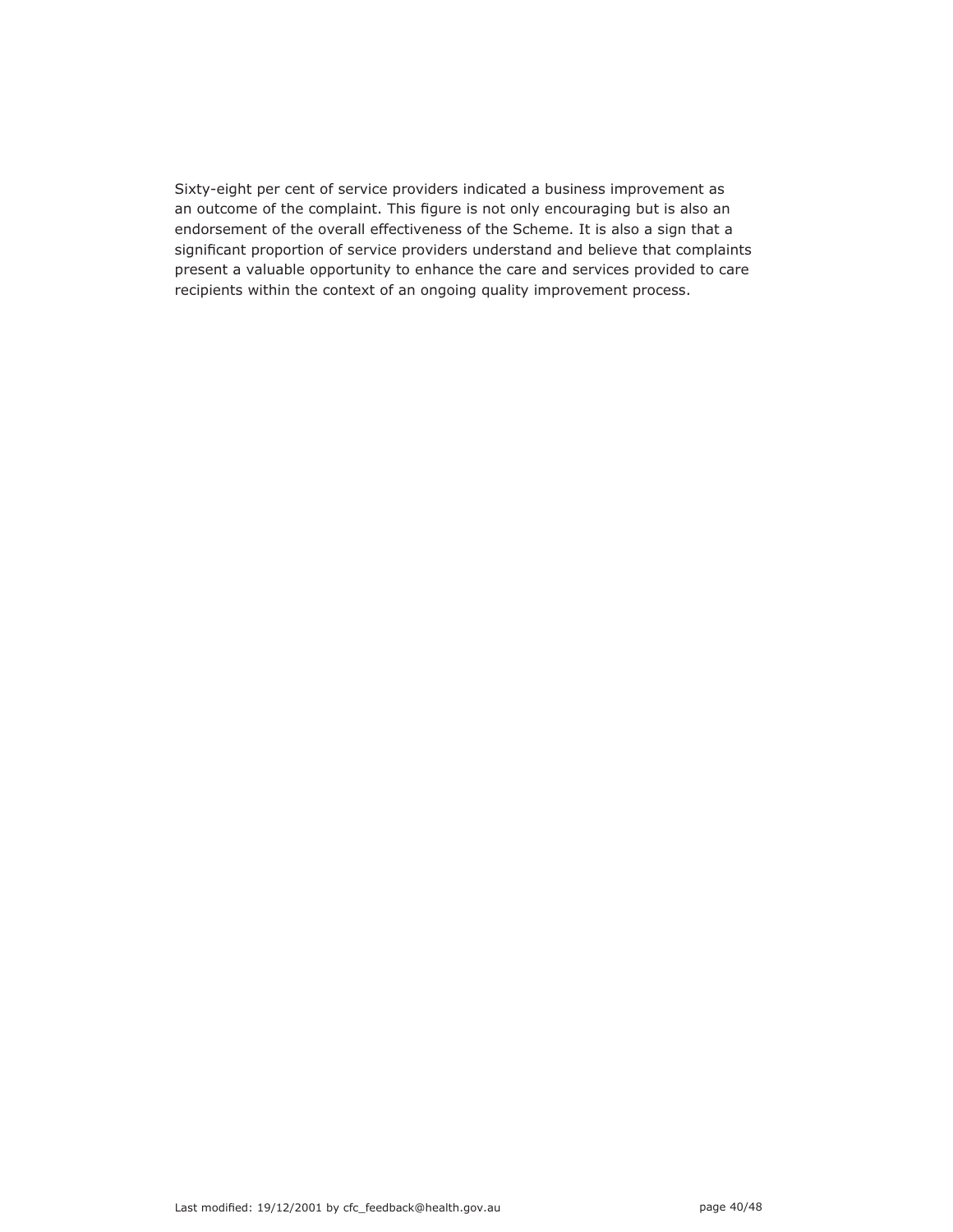Sixty-eight per cent of service providers indicated a business improvement as an outcome of the complaint. This figure is not only encouraging but is also an endorsement of the overall effectiveness of the Scheme. It is also a sign that a significant proportion of service providers understand and believe that complaints present a valuable opportunity to enhance the care and services provided to care recipients within the context of an ongoing quality improvement process.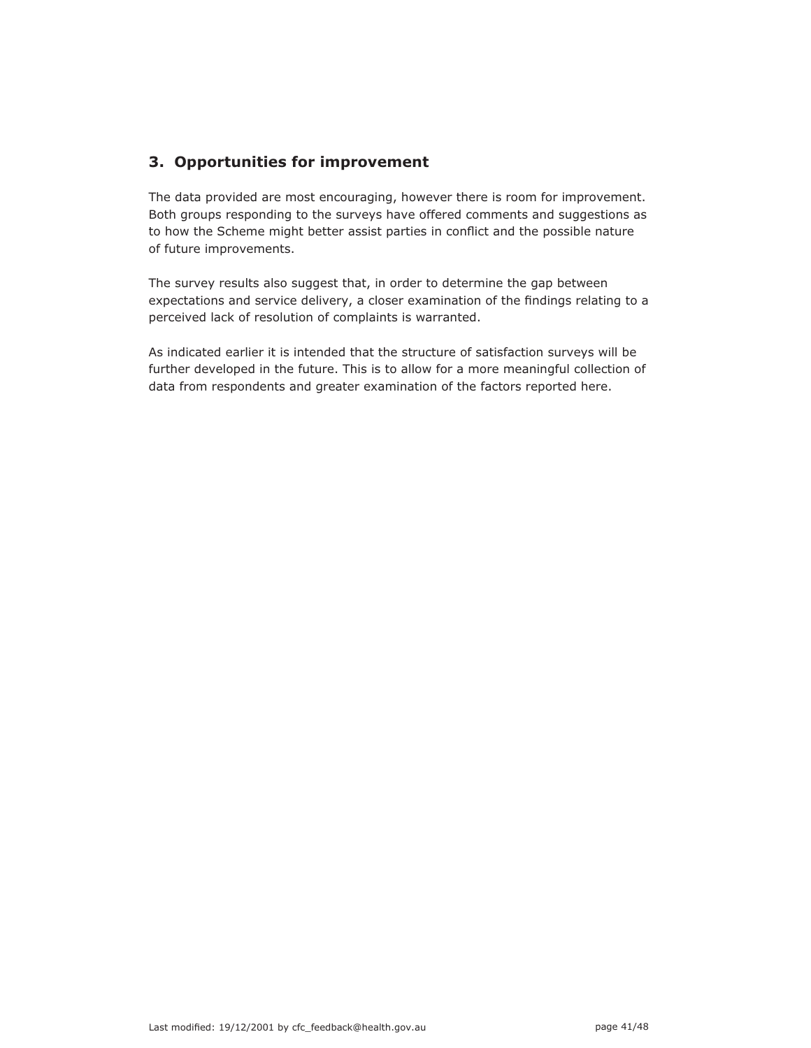## 3. Opportunities for improvement

The data provided are most encouraging, however there is room for improvement. Both groups responding to the surveys have offered comments and suggestions as to how the Scheme might better assist parties in conflict and the possible nature of future improvements.

The survey results also suggest that, in order to determine the gap between expectations and service delivery, a closer examination of the findings relating to a perceived lack of resolution of complaints is warranted.

As indicated earlier it is intended that the structure of satisfaction surveys will be further developed in the future. This is to allow for a more meaningful collection of data from respondents and greater examination of the factors reported here.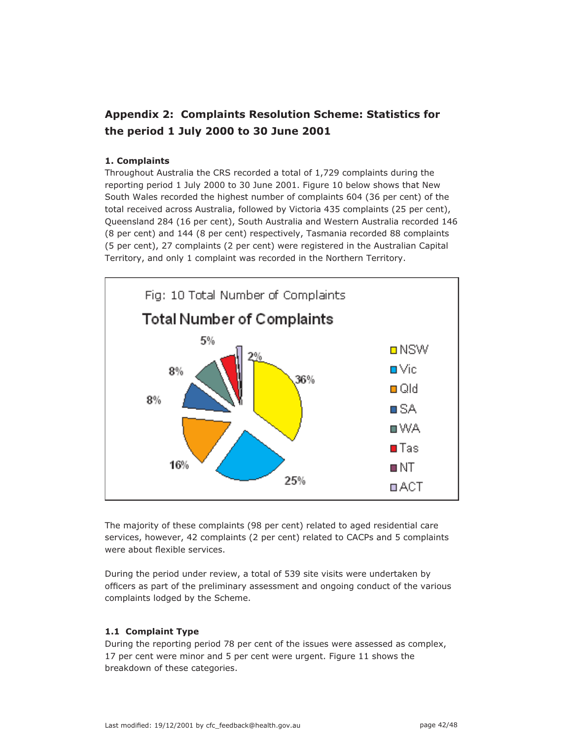## Appendix 2: Complaints Resolution Scheme: Statistics for the period 1 July 2000 to 30 June 2001

### 1. Complaints

Throughout Australia the CRS recorded a total of 1,729 complaints during the reporting period 1 July 2000 to 30 June 2001. Figure 10 below shows that New South Wales recorded the highest number of complaints 604 (36 per cent) of the total received across Australia, followed by Victoria 435 complaints (25 per cent), Queensland 284 (16 per cent), South Australia and Western Australia recorded 146 (8 per cent) and 144 (8 per cent) respectively, Tasmania recorded 88 complaints (5 per cent), 27 complaints (2 per cent) were registered in the Australian Capital Territory, and only 1 complaint was recorded in the Northern Territory.

Fig: 10 Total Number of Complaints

**Total Number of Complaints**

| State/Territory | Per cent |
|---|---|
| NSW | 36% |
| Vic | 25% |
| Qld | 16% |
| SA | 8% |
| WA | 8% |
| Tas | 5% |
| NT | |
| ACT | 2% |

The majority of these complaints (98 per cent) related to aged residential care services, however, 42 complaints (2 per cent) related to CACPs and 5 complaints were about flexible services.

During the period under review, a total of 539 site visits were undertaken by officers as part of the preliminary assessment and ongoing conduct of the various complaints lodged by the Scheme.

### 1.1 Complaint Type

During the reporting period 78 per cent of the issues were assessed as complex, 17 per cent were minor and 5 per cent were urgent. Figure 11 shows the breakdown of these categories.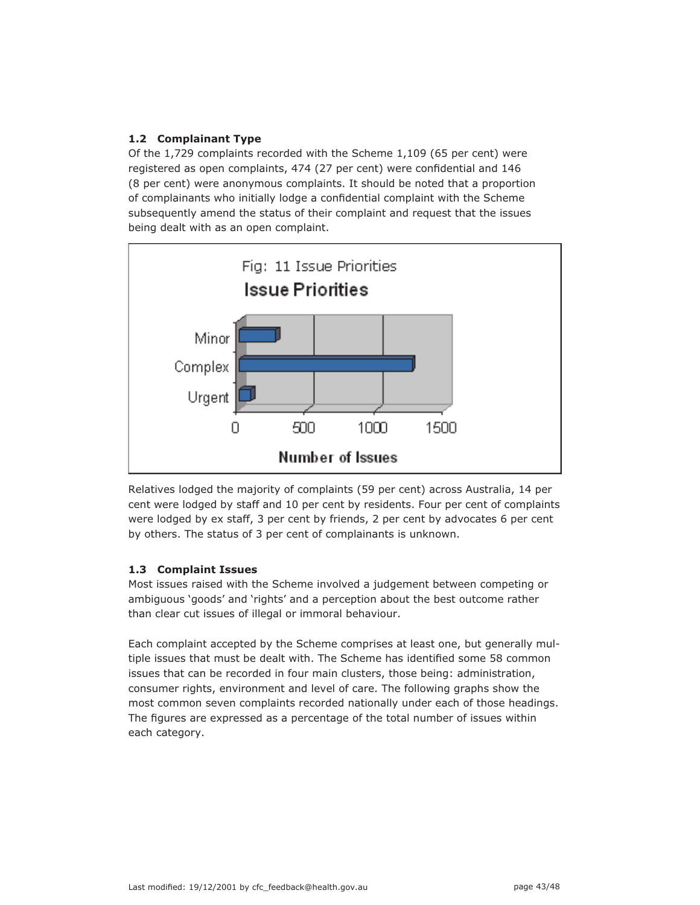### 1.2 Complainant Type

Of the 1,729 complaints recorded with the Scheme 1,109 (65 per cent) were registered as open complaints, 474 (27 per cent) were confidential and 146 (8 per cent) were anonymous complaints. It should be noted that a proportion of complainants who initially lodge a confidential complaint with the Scheme subsequently amend the status of their complaint and request that the issues being dealt with as an open complaint.

Fig: 11 Issue Priorities

**Issue Priorities**

Minor, Complex, Urgent — Number of Issues (0, 500, 1000, 1500)

Relatives lodged the majority of complaints (59 per cent) across Australia, 14 per cent were lodged by staff and 10 per cent by residents. Four per cent of complaints were lodged by ex staff, 3 per cent by friends, 2 per cent by advocates 6 per cent by others. The status of 3 per cent of complainants is unknown.

### 1.3 Complaint Issues

Most issues raised with the Scheme involved a judgement between competing or ambiguous 'goods' and 'rights' and a perception about the best outcome rather than clear cut issues of illegal or immoral behaviour.

Each complaint accepted by the Scheme comprises at least one, but generally multiple issues that must be dealt with. The Scheme has identified some 58 common issues that can be recorded in four main clusters, those being: administration, consumer rights, environment and level of care. The following graphs show the most common seven complaints recorded nationally under each of those headings. The figures are expressed as a percentage of the total number of issues within each category.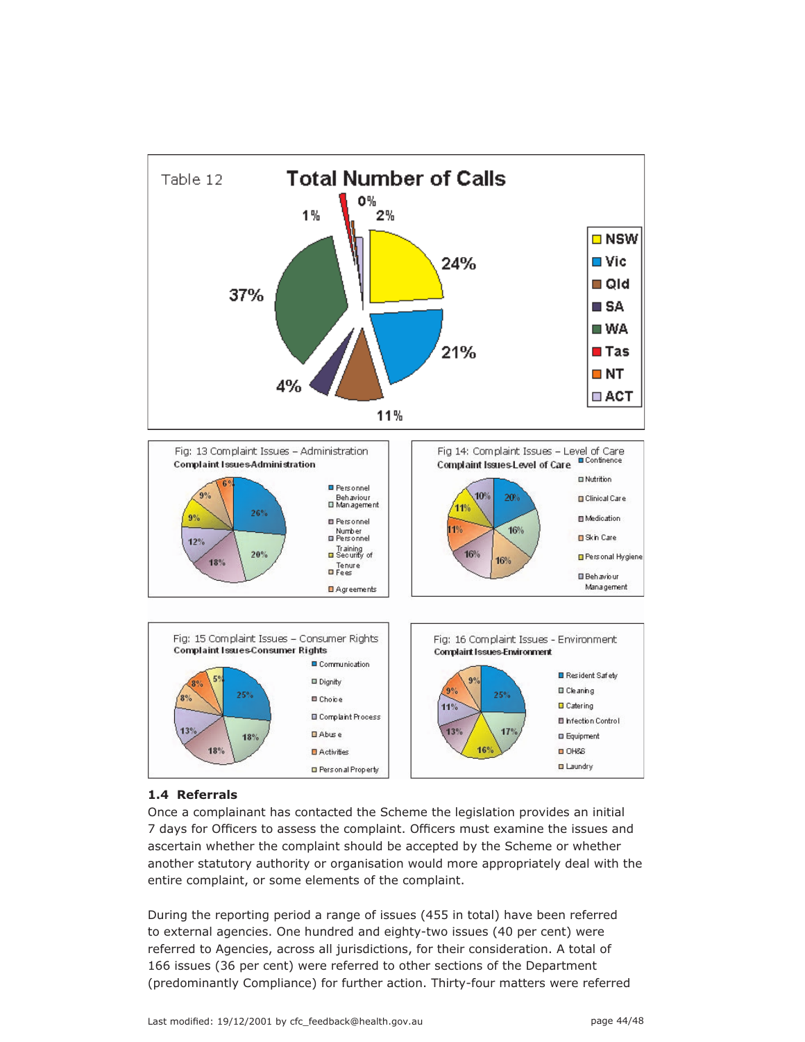Table 12

**Total Number of Calls**

| State | Percentage |
|---|---|
| NSW | 24% |
| Vic | 21% |
| Qld | 11% |
| SA | 4% |
| WA | 37% |
| Tas | 1% |
| NT | 0% |
| ACT | 2% |

Fig: 13 Complaint Issues – Administration

**Complaint Issues-Administration**

Legend: Personnel Behaviour Management; Personnel Number; Personnel Training; Security of Tenure; Fees; Agreements

Values shown: 26%, 20%, 18%, 12%, 9%, 9%, 6%

Fig 14: Complaint Issues – Level of Care

**Complaint Issues-Level of Care**

Legend: Continence; Nutrition; Clinical Care; Medication; Skin Care; Personal Hygiene; Behaviour Management

Values shown: 20%, 16%, 16%, 16%, 11%, 11%, 10%

Fig: 15 Complaint Issues – Consumer Rights

**Complaint Issues-Consumer Rights**

Legend: Communication; Dignity; Choice; Complaint Process; Abuse; Activities; Personal Property

Values shown: 25%, 18%, 18%, 13%, 8%, 8%, 5%

Fig: 16 Complaint Issues - Environment

**Complaint Issues-Environment**

Legend: Resident Safety; Cleaning; Catering; Infection Control; Equipment; OH&S; Laundry

Values shown: 25%, 17%, 16%, 13%, 11%, 9%, 9%

### 1.4 Referrals

Once a complainant has contacted the Scheme the legislation provides an initial 7 days for Officers to assess the complaint. Officers must examine the issues and ascertain whether the complaint should be accepted by the Scheme or whether another statutory authority or organisation would more appropriately deal with the entire complaint, or some elements of the complaint.

During the reporting period a range of issues (455 in total) have been referred to external agencies. One hundred and eighty-two issues (40 per cent) were referred to Agencies, across all jurisdictions, for their consideration. A total of 166 issues (36 per cent) were referred to other sections of the Department (predominantly Compliance) for further action. Thirty-four matters were referred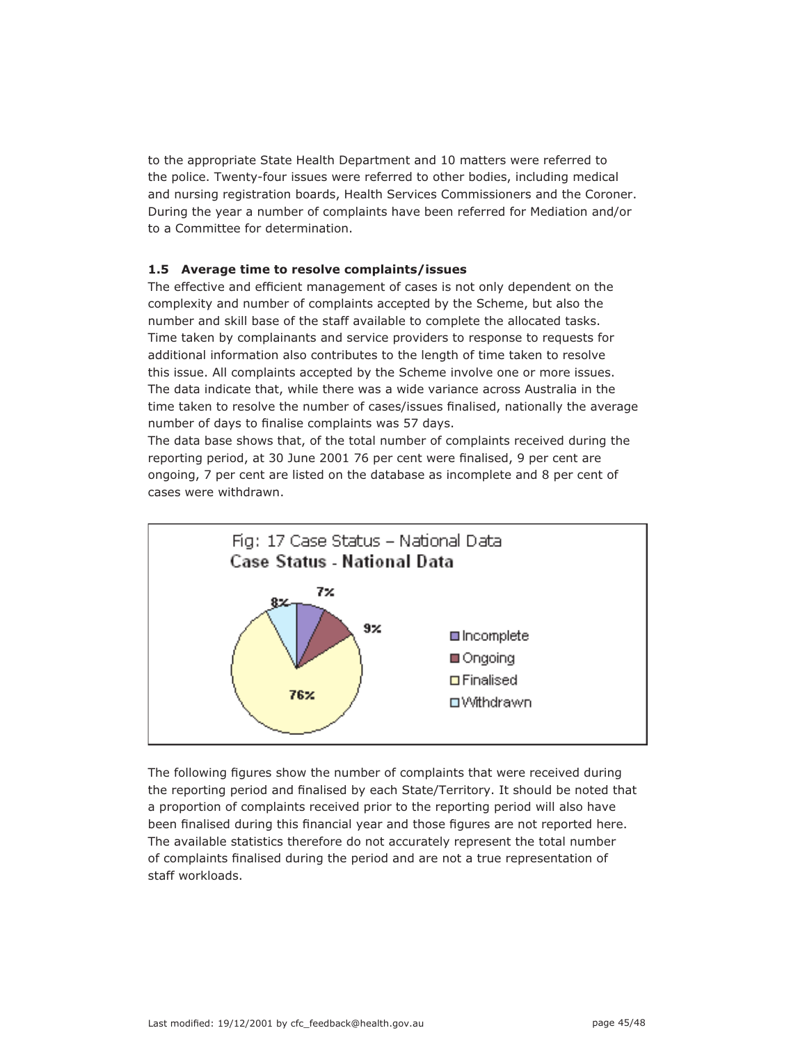to the appropriate State Health Department and 10 matters were referred to the police. Twenty-four issues were referred to other bodies, including medical and nursing registration boards, Health Services Commissioners and the Coroner. During the year a number of complaints have been referred for Mediation and/or to a Committee for determination.

### 1.5 Average time to resolve complaints/issues

The effective and efficient management of cases is not only dependent on the complexity and number of complaints accepted by the Scheme, but also the number and skill base of the staff available to complete the allocated tasks. Time taken by complainants and service providers to response to requests for additional information also contributes to the length of time taken to resolve this issue. All complaints accepted by the Scheme involve one or more issues. The data indicate that, while there was a wide variance across Australia in the time taken to resolve the number of cases/issues finalised, nationally the average number of days to finalise complaints was 57 days.

The data base shows that, of the total number of complaints received during the reporting period, at 30 June 2001 76 per cent were finalised, 9 per cent are ongoing, 7 per cent are listed on the database as incomplete and 8 per cent of cases were withdrawn.

Fig: 17 Case Status – National Data

**Case Status - National Data**

- Incomplete: 7%
- Ongoing: 9%
- Finalised: 76%
- Withdrawn: 8%

The following figures show the number of complaints that were received during the reporting period and finalised by each State/Territory. It should be noted that a proportion of complaints received prior to the reporting period will also have been finalised during this financial year and those figures are not reported here. The available statistics therefore do not accurately represent the total number of complaints finalised during the period and are not a true representation of staff workloads.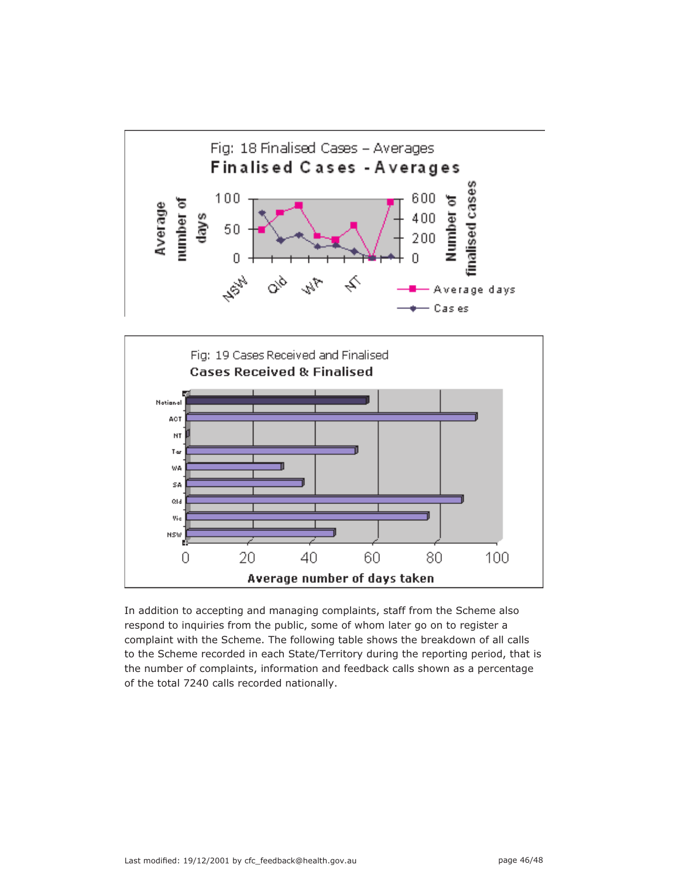Fig: 18 Finalised Cases – Averages

Fig: 19 Cases Received and Finalised

In addition to accepting and managing complaints, staff from the Scheme also respond to inquiries from the public, some of whom later go on to register a complaint with the Scheme. The following table shows the breakdown of all calls to the Scheme recorded in each State/Territory during the reporting period, that is the number of complaints, information and feedback calls shown as a percentage of the total 7240 calls recorded nationally.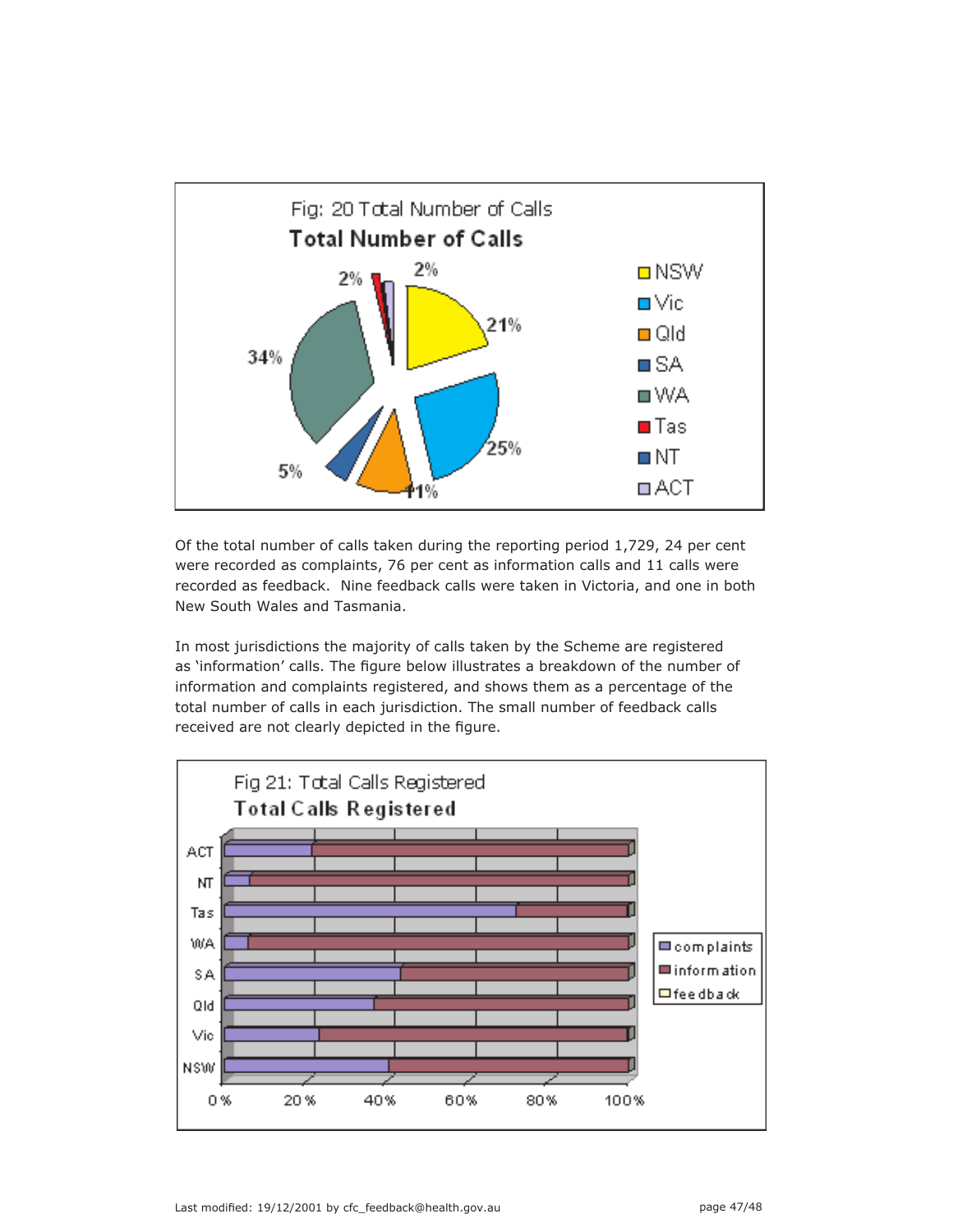Fig: 20 Total Number of Calls

**Total Number of Calls**

Of the total number of calls taken during the reporting period 1,729, 24 per cent were recorded as complaints, 76 per cent as information calls and 11 calls were recorded as feedback. Nine feedback calls were taken in Victoria, and one in both New South Wales and Tasmania.

In most jurisdictions the majority of calls taken by the Scheme are registered as 'information' calls. The figure below illustrates a breakdown of the number of information and complaints registered, and shows them as a percentage of the total number of calls in each jurisdiction. The small number of feedback calls received are not clearly depicted in the figure.

Fig 21: Total Calls Registered

**Total Calls Registered**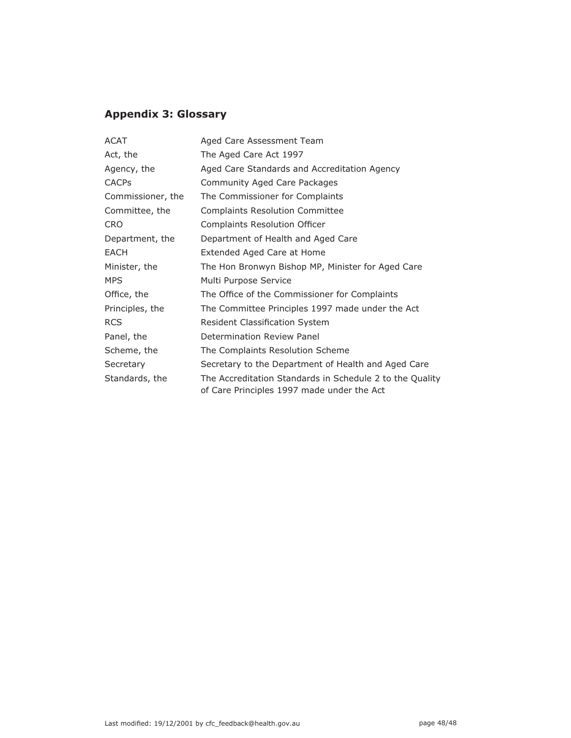## Appendix 3: Glossary

| | |
|---|---|
| ACAT | Aged Care Assessment Team |
| Act, the | The Aged Care Act 1997 |
| Agency, the | Aged Care Standards and Accreditation Agency |
| CACPs | Community Aged Care Packages |
| Commissioner, the | The Commissioner for Complaints |
| Committee, the | Complaints Resolution Committee |
| CRO | Complaints Resolution Officer |
| Department, the | Department of Health and Aged Care |
| EACH | Extended Aged Care at Home |
| Minister, the | The Hon Bronwyn Bishop MP, Minister for Aged Care |
| MPS | Multi Purpose Service |
| Office, the | The Office of the Commissioner for Complaints |
| Principles, the | The Committee Principles 1997 made under the Act |
| RCS | Resident Classification System |
| Panel, the | Determination Review Panel |
| Scheme, the | The Complaints Resolution Scheme |
| Secretary | Secretary to the Department of Health and Aged Care |
| Standards, the | The Accreditation Standards in Schedule 2 to the Quality of Care Principles 1997 made under the Act |

Last modified: 19/12/2001 by cfc_feedback@health.gov.au